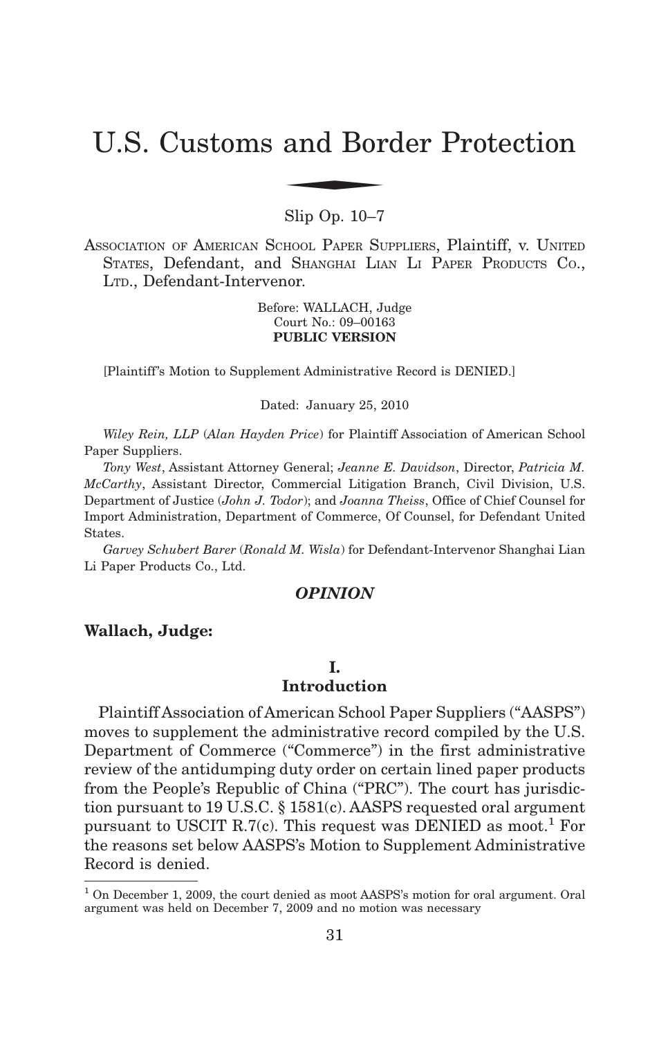# U.S. Customs and Border Protection

Slip Op. 10–7

ASSOCIATION OF AMERICAN SCHOOL PAPER SUPPLIERS, Plaintiff, v. UNITED STATES, Defendant, and SHANGHAI LIAN LI PAPER PRODUCTS CO., LTD., Defendant-Intervenor.

Before: WALLACH, Judge
Court No.: 09–00163
**PUBLIC VERSION**

[Plaintiff's Motion to Supplement Administrative Record is DENIED.]

Dated: January 25, 2010

*Wiley Rein, LLP* (*Alan Hayden Price*) for Plaintiff Association of American School Paper Suppliers.

*Tony West*, Assistant Attorney General; *Jeanne E. Davidson*, Director, *Patricia M. McCarthy*, Assistant Director, Commercial Litigation Branch, Civil Division, U.S. Department of Justice (*John J. Todor*); and *Joanna Theiss*, Office of Chief Counsel for Import Administration, Department of Commerce, Of Counsel, for Defendant United States.

*Garvey Schubert Barer* (*Ronald M. Wisla*) for Defendant-Intervenor Shanghai Lian Li Paper Products Co., Ltd.

## *OPINION*

**Wallach, Judge:**

### I.
### Introduction

Plaintiff Association of American School Paper Suppliers ("AASPS") moves to supplement the administrative record compiled by the U.S. Department of Commerce ("Commerce") in the first administrative review of the antidumping duty order on certain lined paper products from the People's Republic of China ("PRC"). The court has jurisdiction pursuant to 19 U.S.C. § 1581(c). AASPS requested oral argument pursuant to USCIT R.7(c). This request was DENIED as moot.[1] For the reasons set below AASPS's Motion to Supplement Administrative Record is denied.

[1] On December 1, 2009, the court denied as moot AASPS's motion for oral argument. Oral argument was held on December 7, 2009 and no motion was necessary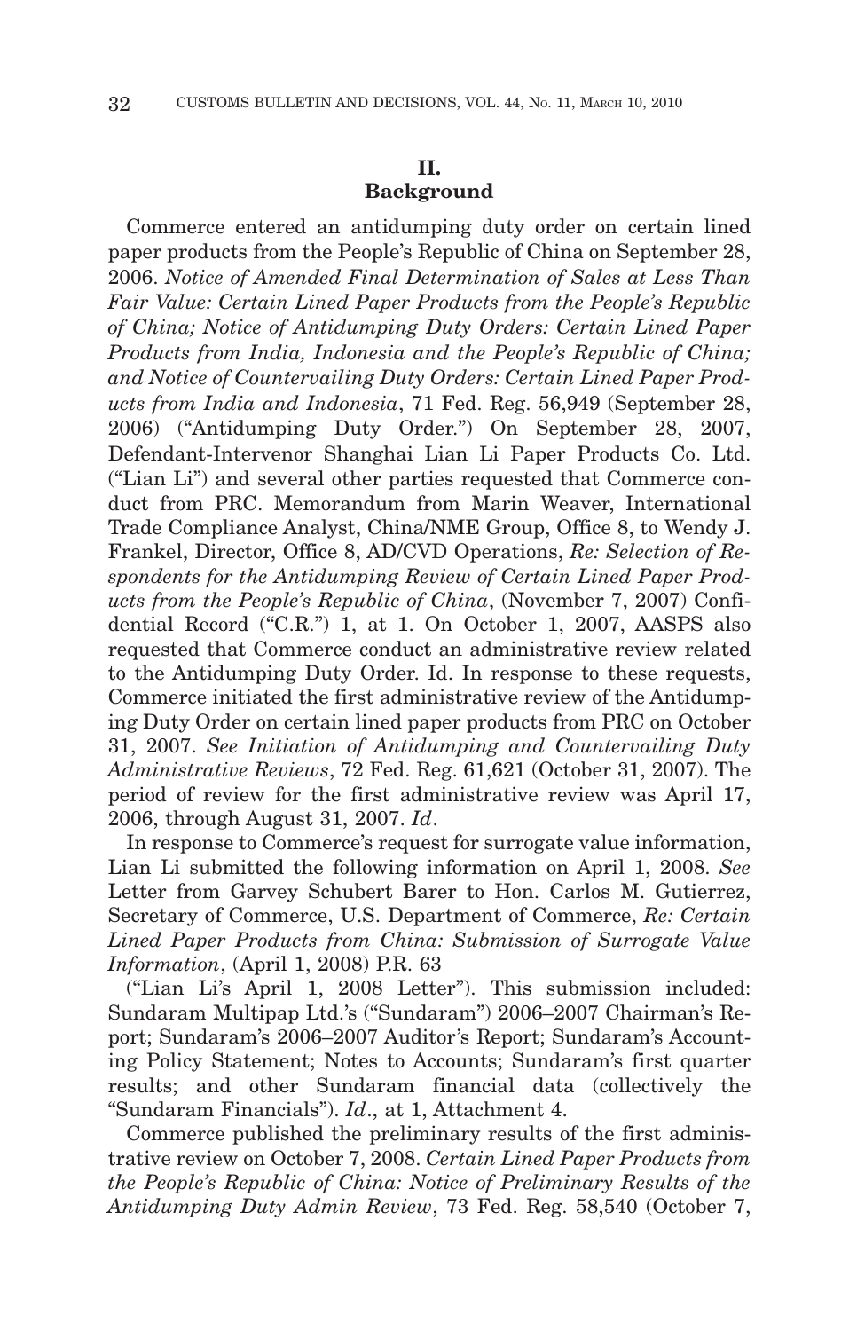## II.
## Background

Commerce entered an antidumping duty order on certain lined paper products from the People's Republic of China on September 28, 2006. *Notice of Amended Final Determination of Sales at Less Than Fair Value: Certain Lined Paper Products from the People's Republic of China; Notice of Antidumping Duty Orders: Certain Lined Paper Products from India, Indonesia and the People's Republic of China; and Notice of Countervailing Duty Orders: Certain Lined Paper Products from India and Indonesia*, 71 Fed. Reg. 56,949 (September 28, 2006) ("Antidumping Duty Order.") On September 28, 2007, Defendant-Intervenor Shanghai Lian Li Paper Products Co. Ltd. ("Lian Li") and several other parties requested that Commerce conduct from PRC. Memorandum from Marin Weaver, International Trade Compliance Analyst, China/NME Group, Office 8, to Wendy J. Frankel, Director, Office 8, AD/CVD Operations, *Re: Selection of Respondents for the Antidumping Review of Certain Lined Paper Products from the People's Republic of China*, (November 7, 2007) Confidential Record ("C.R.") 1, at 1. On October 1, 2007, AASPS also requested that Commerce conduct an administrative review related to the Antidumping Duty Order. Id. In response to these requests, Commerce initiated the first administrative review of the Antidumping Duty Order on certain lined paper products from PRC on October 31, 2007. *See Initiation of Antidumping and Countervailing Duty Administrative Reviews*, 72 Fed. Reg. 61,621 (October 31, 2007). The period of review for the first administrative review was April 17, 2006, through August 31, 2007. *Id*.

In response to Commerce's request for surrogate value information, Lian Li submitted the following information on April 1, 2008. *See* Letter from Garvey Schubert Barer to Hon. Carlos M. Gutierrez, Secretary of Commerce, U.S. Department of Commerce, *Re: Certain Lined Paper Products from China: Submission of Surrogate Value Information*, (April 1, 2008) P.R. 63

("Lian Li's April 1, 2008 Letter"). This submission included: Sundaram Multipap Ltd.'s ("Sundaram") 2006–2007 Chairman's Report; Sundaram's 2006–2007 Auditor's Report; Sundaram's Accounting Policy Statement; Notes to Accounts; Sundaram's first quarter results; and other Sundaram financial data (collectively the "Sundaram Financials"). *Id*., at 1, Attachment 4.

Commerce published the preliminary results of the first administrative review on October 7, 2008. *Certain Lined Paper Products from the People's Republic of China: Notice of Preliminary Results of the Antidumping Duty Admin Review*, 73 Fed. Reg. 58,540 (October 7,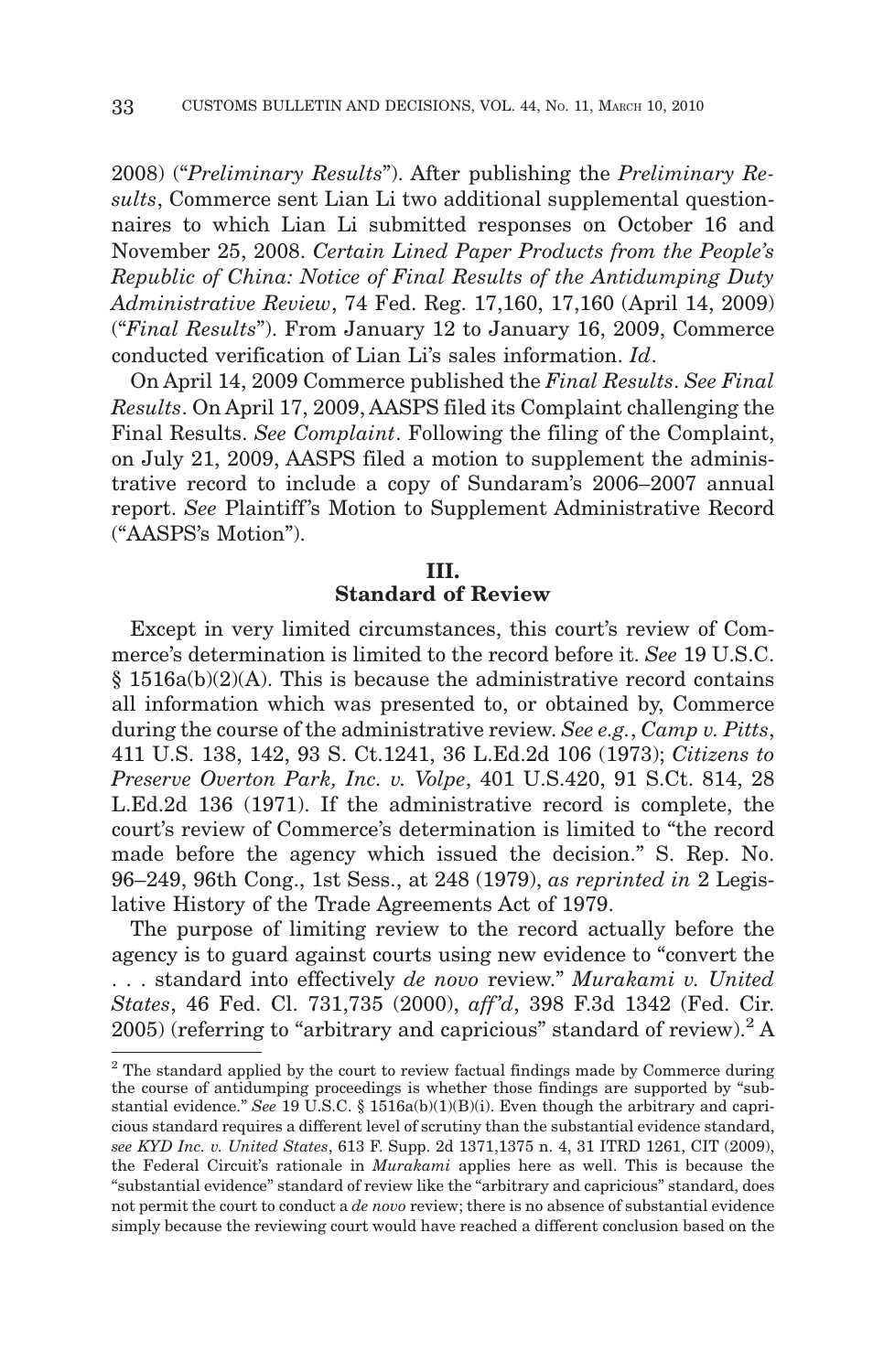2008) ("*Preliminary Results*"). After publishing the *Preliminary Results*, Commerce sent Lian Li two additional supplemental questionnaires to which Lian Li submitted responses on October 16 and November 25, 2008. *Certain Lined Paper Products from the People's Republic of China: Notice of Final Results of the Antidumping Duty Administrative Review*, 74 Fed. Reg. 17,160, 17,160 (April 14, 2009) ("*Final Results*"). From January 12 to January 16, 2009, Commerce conducted verification of Lian Li's sales information. *Id*.

On April 14, 2009 Commerce published the *Final Results*. *See Final Results*. On April 17, 2009, AASPS filed its Complaint challenging the Final Results. *See Complaint*. Following the filing of the Complaint, on July 21, 2009, AASPS filed a motion to supplement the administrative record to include a copy of Sundaram's 2006–2007 annual report. *See* Plaintiff's Motion to Supplement Administrative Record ("AASPS's Motion").

## III.
## Standard of Review

Except in very limited circumstances, this court's review of Commerce's determination is limited to the record before it. *See* 19 U.S.C. § 1516a(b)(2)(A). This is because the administrative record contains all information which was presented to, or obtained by, Commerce during the course of the administrative review. *See e.g.*, *Camp v. Pitts*, 411 U.S. 138, 142, 93 S. Ct.1241, 36 L.Ed.2d 106 (1973); *Citizens to Preserve Overton Park, Inc. v. Volpe*, 401 U.S.420, 91 S.Ct. 814, 28 L.Ed.2d 136 (1971). If the administrative record is complete, the court's review of Commerce's determination is limited to "the record made before the agency which issued the decision." S. Rep. No. 96–249, 96th Cong., 1st Sess., at 248 (1979), *as reprinted in* 2 Legislative History of the Trade Agreements Act of 1979.

The purpose of limiting review to the record actually before the agency is to guard against courts using new evidence to "convert the . . . standard into effectively *de novo* review." *Murakami v. United States*, 46 Fed. Cl. 731,735 (2000), *aff'd*, 398 F.3d 1342 (Fed. Cir. 2005) (referring to "arbitrary and capricious" standard of review).[2] A

---

[2] The standard applied by the court to review factual findings made by Commerce during the course of antidumping proceedings is whether those findings are supported by "substantial evidence." *See* 19 U.S.C. § 1516a(b)(1)(B)(i). Even though the arbitrary and capricious standard requires a different level of scrutiny than the substantial evidence standard, *see KYD Inc. v. United States*, 613 F. Supp. 2d 1371,1375 n. 4, 31 ITRD 1261, CIT (2009), the Federal Circuit's rationale in *Murakami* applies here as well. This is because the "substantial evidence" standard of review like the "arbitrary and capricious" standard, does not permit the court to conduct a *de novo* review; there is no absence of substantial evidence simply because the reviewing court would have reached a different conclusion based on the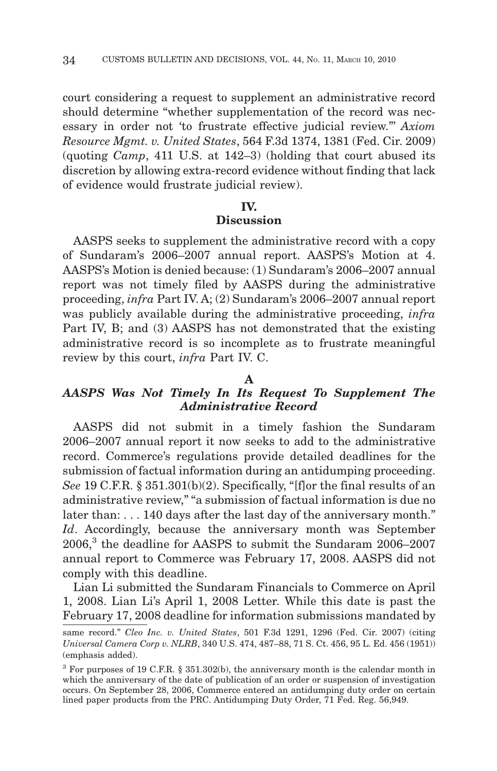court considering a request to supplement an administrative record should determine "whether supplementation of the record was necessary in order not 'to frustrate effective judicial review.'" *Axiom Resource Mgmt. v. United States*, 564 F.3d 1374, 1381 (Fed. Cir. 2009) (quoting *Camp*, 411 U.S. at 142–3) (holding that court abused its discretion by allowing extra-record evidence without finding that lack of evidence would frustrate judicial review).

## IV.
## Discussion

AASPS seeks to supplement the administrative record with a copy of Sundaram's 2006–2007 annual report. AASPS's Motion at 4. AASPS's Motion is denied because: (1) Sundaram's 2006–2007 annual report was not timely filed by AASPS during the administrative proceeding, *infra* Part IV. A; (2) Sundaram's 2006–2007 annual report was publicly available during the administrative proceeding, *infra* Part IV, B; and (3) AASPS has not demonstrated that the existing administrative record is so incomplete as to frustrate meaningful review by this court, *infra* Part IV. C.

### A
### *AASPS Was Not Timely In Its Request To Supplement The Administrative Record*

AASPS did not submit in a timely fashion the Sundaram 2006–2007 annual report it now seeks to add to the administrative record. Commerce's regulations provide detailed deadlines for the submission of factual information during an antidumping proceeding. *See* 19 C.F.R. § 351.301(b)(2). Specifically, "[f]or the final results of an administrative review," "a submission of factual information is due no later than: . . . 140 days after the last day of the anniversary month." *Id*. Accordingly, because the anniversary month was September 2006,[3] the deadline for AASPS to submit the Sundaram 2006–2007 annual report to Commerce was February 17, 2008. AASPS did not comply with this deadline.

Lian Li submitted the Sundaram Financials to Commerce on April 1, 2008. Lian Li's April 1, 2008 Letter. While this date is past the February 17, 2008 deadline for information submissions mandated by

same record." *Cleo Inc. v. United States*, 501 F.3d 1291, 1296 (Fed. Cir. 2007) (citing *Universal Camera Corp v. NLRB*, 340 U.S. 474, 487–88, 71 S. Ct. 456, 95 L. Ed. 456 (1951)) (emphasis added).

[3] For purposes of 19 C.F.R. § 351.302(b), the anniversary month is the calendar month in which the anniversary of the date of publication of an order or suspension of investigation occurs. On September 28, 2006, Commerce entered an antidumping duty order on certain lined paper products from the PRC. Antidumping Duty Order, 71 Fed. Reg. 56,949.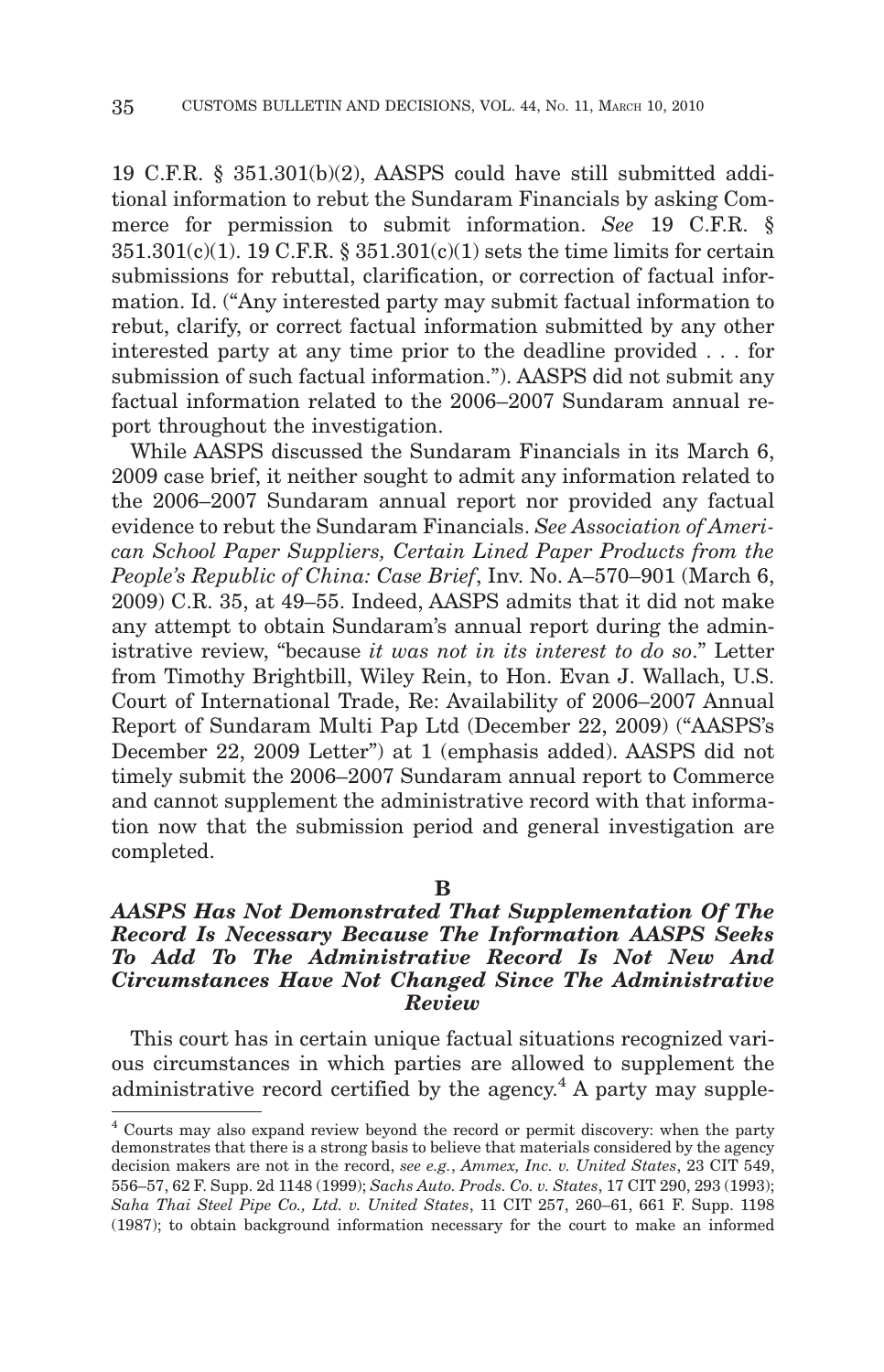19 C.F.R. § 351.301(b)(2), AASPS could have still submitted additional information to rebut the Sundaram Financials by asking Commerce for permission to submit information. *See* 19 C.F.R. § 351.301(c)(1). 19 C.F.R. § 351.301(c)(1) sets the time limits for certain submissions for rebuttal, clarification, or correction of factual information. Id. ("Any interested party may submit factual information to rebut, clarify, or correct factual information submitted by any other interested party at any time prior to the deadline provided . . . for submission of such factual information."). AASPS did not submit any factual information related to the 2006–2007 Sundaram annual report throughout the investigation.

While AASPS discussed the Sundaram Financials in its March 6, 2009 case brief, it neither sought to admit any information related to the 2006–2007 Sundaram annual report nor provided any factual evidence to rebut the Sundaram Financials. *See Association of American School Paper Suppliers, Certain Lined Paper Products from the People's Republic of China: Case Brief*, Inv. No. A–570–901 (March 6, 2009) C.R. 35, at 49–55. Indeed, AASPS admits that it did not make any attempt to obtain Sundaram's annual report during the administrative review, "because *it was not in its interest to do so*." Letter from Timothy Brightbill, Wiley Rein, to Hon. Evan J. Wallach, U.S. Court of International Trade, Re: Availability of 2006–2007 Annual Report of Sundaram Multi Pap Ltd (December 22, 2009) ("AASPS's December 22, 2009 Letter") at 1 (emphasis added). AASPS did not timely submit the 2006–2007 Sundaram annual report to Commerce and cannot supplement the administrative record with that information now that the submission period and general investigation are completed.

### B

### *AASPS Has Not Demonstrated That Supplementation Of The Record Is Necessary Because The Information AASPS Seeks To Add To The Administrative Record Is Not New And Circumstances Have Not Changed Since The Administrative Review*

This court has in certain unique factual situations recognized various circumstances in which parties are allowed to supplement the administrative record certified by the agency.[4] A party may supple-

---

[4] Courts may also expand review beyond the record or permit discovery: when the party demonstrates that there is a strong basis to believe that materials considered by the agency decision makers are not in the record, *see e.g.*, *Ammex, Inc. v. United States*, 23 CIT 549, 556–57, 62 F. Supp. 2d 1148 (1999); *Sachs Auto. Prods. Co. v. States*, 17 CIT 290, 293 (1993); *Saha Thai Steel Pipe Co., Ltd. v. United States*, 11 CIT 257, 260–61, 661 F. Supp. 1198 (1987); to obtain background information necessary for the court to make an informed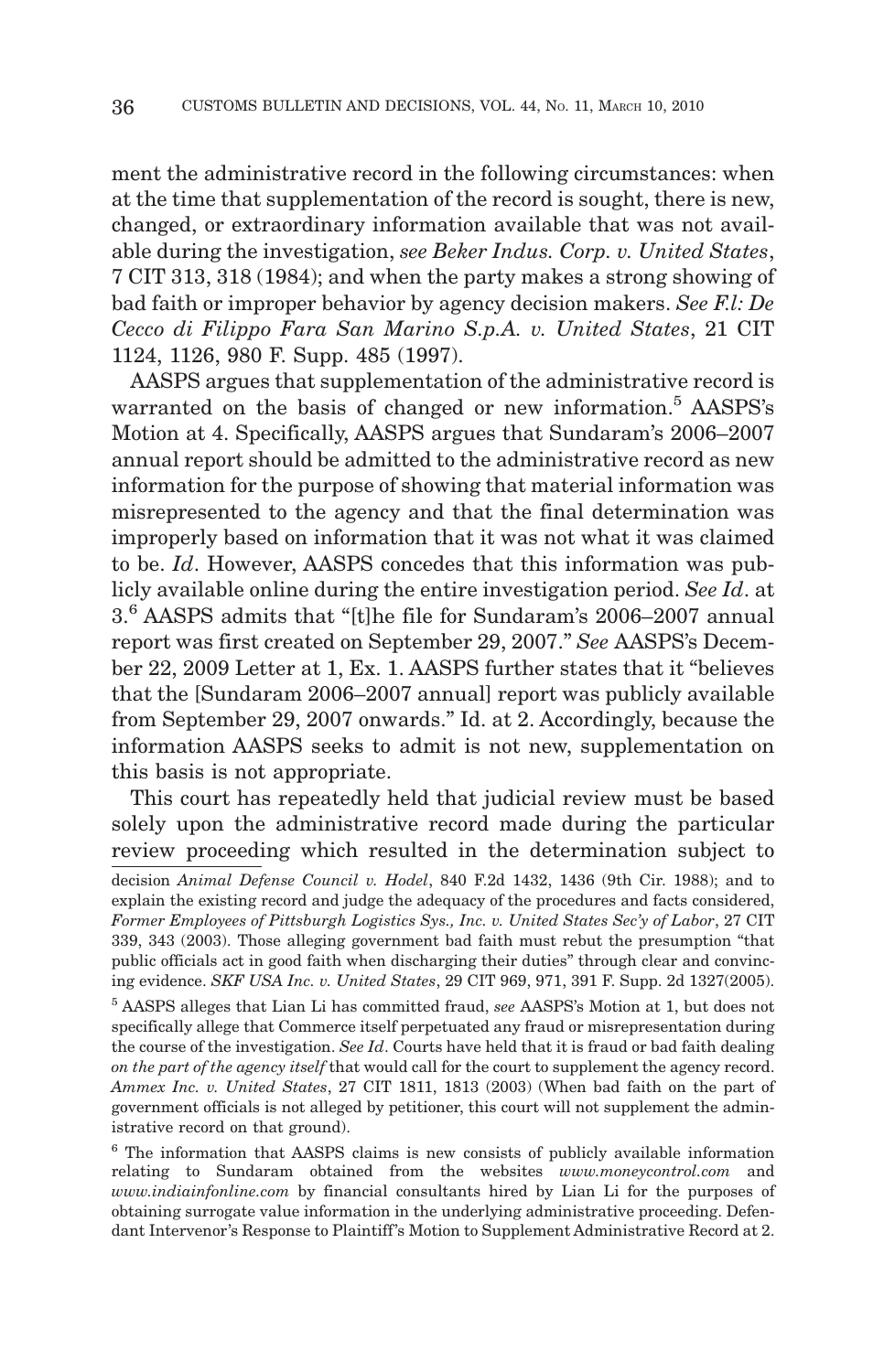ment the administrative record in the following circumstances: when at the time that supplementation of the record is sought, there is new, changed, or extraordinary information available that was not available during the investigation, *see Beker Indus. Corp. v. United States*, 7 CIT 313, 318 (1984); and when the party makes a strong showing of bad faith or improper behavior by agency decision makers. *See F.l: De Cecco di Filippo Fara San Marino S.p.A. v. United States*, 21 CIT 1124, 1126, 980 F. Supp. 485 (1997).

AASPS argues that supplementation of the administrative record is warranted on the basis of changed or new information.[5] AASPS's Motion at 4. Specifically, AASPS argues that Sundaram's 2006–2007 annual report should be admitted to the administrative record as new information for the purpose of showing that material information was misrepresented to the agency and that the final determination was improperly based on information that it was not what it was claimed to be. *Id*. However, AASPS concedes that this information was publicly available online during the entire investigation period. *See Id*. at 3.[6] AASPS admits that "[t]he file for Sundaram's 2006–2007 annual report was first created on September 29, 2007." *See* AASPS's December 22, 2009 Letter at 1, Ex. 1. AASPS further states that it "believes that the [Sundaram 2006–2007 annual] report was publicly available from September 29, 2007 onwards." Id. at 2. Accordingly, because the information AASPS seeks to admit is not new, supplementation on this basis is not appropriate.

This court has repeatedly held that judicial review must be based solely upon the administrative record made during the particular review proceeding which resulted in the determination subject to

---

decision *Animal Defense Council v. Hodel*, 840 F.2d 1432, 1436 (9th Cir. 1988); and to explain the existing record and judge the adequacy of the procedures and facts considered, *Former Employees of Pittsburgh Logistics Sys., Inc. v. United States Sec'y of Labor*, 27 CIT 339, 343 (2003). Those alleging government bad faith must rebut the presumption "that public officials act in good faith when discharging their duties" through clear and convincing evidence. *SKF USA Inc. v. United States*, 29 CIT 969, 971, 391 F. Supp. 2d 1327(2005).

[5] AASPS alleges that Lian Li has committed fraud, *see* AASPS's Motion at 1, but does not specifically allege that Commerce itself perpetuated any fraud or misrepresentation during the course of the investigation. *See Id*. Courts have held that it is fraud or bad faith dealing *on the part of the agency itself* that would call for the court to supplement the agency record. *Ammex Inc. v. United States*, 27 CIT 1811, 1813 (2003) (When bad faith on the part of government officials is not alleged by petitioner, this court will not supplement the administrative record on that ground).

[6] The information that AASPS claims is new consists of publicly available information relating to Sundaram obtained from the websites *www.moneycontrol.com* and *www.indiainfonline.com* by financial consultants hired by Lian Li for the purposes of obtaining surrogate value information in the underlying administrative proceeding. Defendant Intervenor's Response to Plaintiff's Motion to Supplement Administrative Record at 2.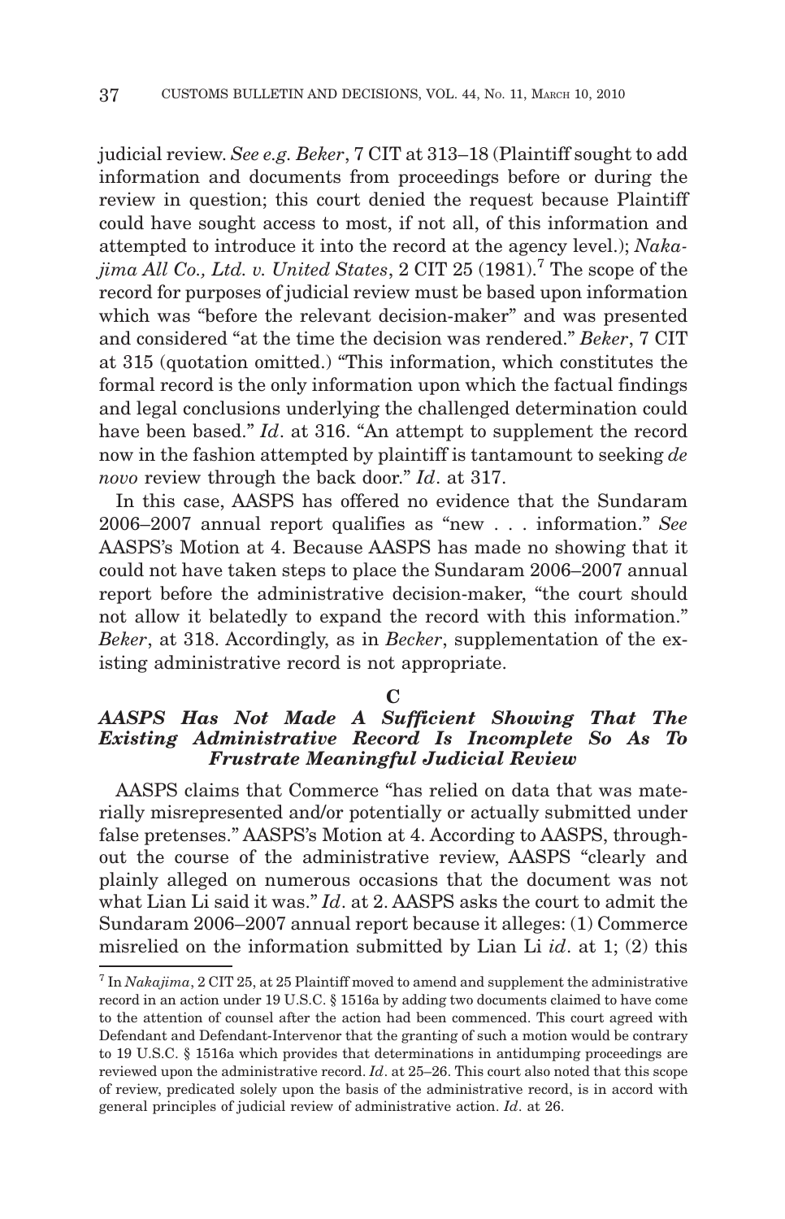judicial review. *See e.g. Beker*, 7 CIT at 313–18 (Plaintiff sought to add information and documents from proceedings before or during the review in question; this court denied the request because Plaintiff could have sought access to most, if not all, of this information and attempted to introduce it into the record at the agency level.); *Nakajima All Co., Ltd. v. United States*, 2 CIT 25 (1981).[7] The scope of the record for purposes of judicial review must be based upon information which was "before the relevant decision-maker" and was presented and considered "at the time the decision was rendered." *Beker*, 7 CIT at 315 (quotation omitted.) "This information, which constitutes the formal record is the only information upon which the factual findings and legal conclusions underlying the challenged determination could have been based." *Id*. at 316. "An attempt to supplement the record now in the fashion attempted by plaintiff is tantamount to seeking *de novo* review through the back door." *Id*. at 317.

In this case, AASPS has offered no evidence that the Sundaram 2006–2007 annual report qualifies as "new . . . information." *See* AASPS's Motion at 4. Because AASPS has made no showing that it could not have taken steps to place the Sundaram 2006–2007 annual report before the administrative decision-maker, "the court should not allow it belatedly to expand the record with this information." *Beker*, at 318. Accordingly, as in *Becker*, supplementation of the existing administrative record is not appropriate.

**C**

***AASPS Has Not Made A Sufficient Showing That The Existing Administrative Record Is Incomplete So As To Frustrate Meaningful Judicial Review***

AASPS claims that Commerce "has relied on data that was materially misrepresented and/or potentially or actually submitted under false pretenses." AASPS's Motion at 4. According to AASPS, throughout the course of the administrative review, AASPS "clearly and plainly alleged on numerous occasions that the document was not what Lian Li said it was." *Id*. at 2. AASPS asks the court to admit the Sundaram 2006–2007 annual report because it alleges: (1) Commerce misrelied on the information submitted by Lian Li *id*. at 1; (2) this

---

[7] In *Nakajima*, 2 CIT 25, at 25 Plaintiff moved to amend and supplement the administrative record in an action under 19 U.S.C. § 1516a by adding two documents claimed to have come to the attention of counsel after the action had been commenced. This court agreed with Defendant and Defendant-Intervenor that the granting of such a motion would be contrary to 19 U.S.C. § 1516a which provides that determinations in antidumping proceedings are reviewed upon the administrative record. *Id*. at 25–26. This court also noted that this scope of review, predicated solely upon the basis of the administrative record, is in accord with general principles of judicial review of administrative action. *Id*. at 26.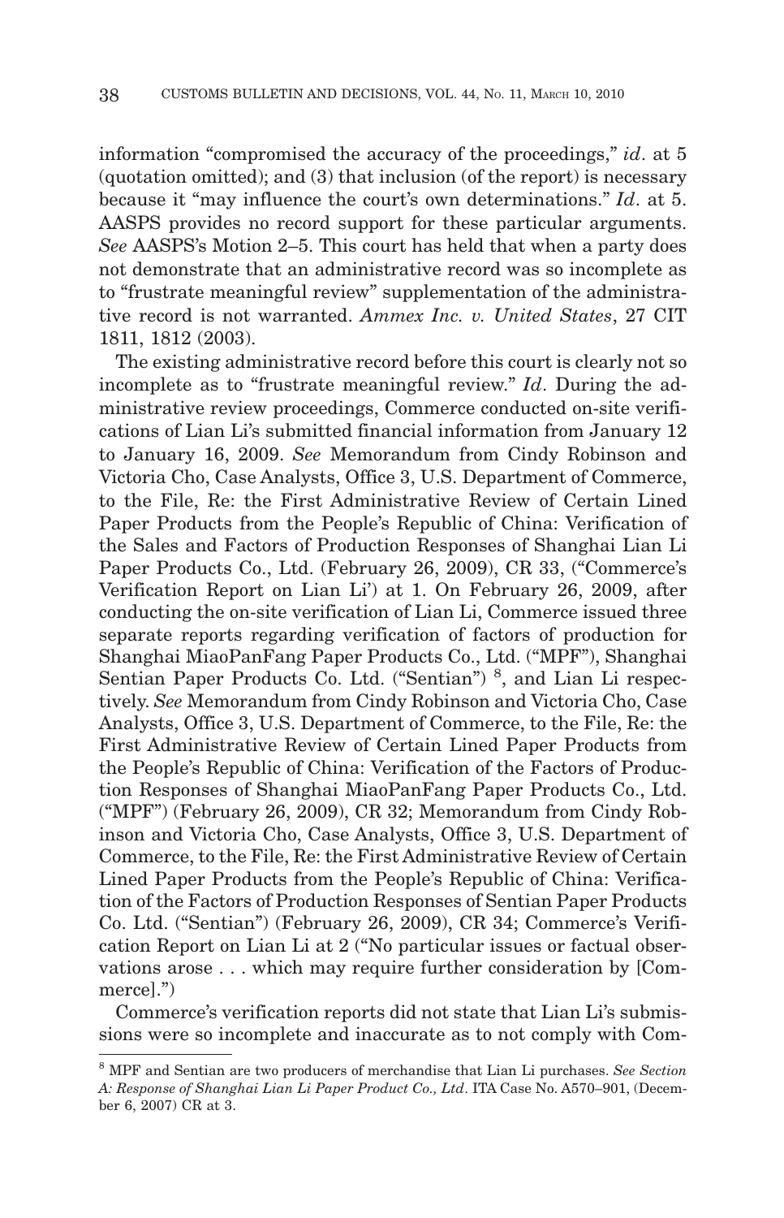information "compromised the accuracy of the proceedings," *id*. at 5 (quotation omitted); and (3) that inclusion (of the report) is necessary because it "may influence the court's own determinations." *Id*. at 5. AASPS provides no record support for these particular arguments. *See* AASPS's Motion 2–5. This court has held that when a party does not demonstrate that an administrative record was so incomplete as to "frustrate meaningful review" supplementation of the administrative record is not warranted. *Ammex Inc. v. United States*, 27 CIT 1811, 1812 (2003).

The existing administrative record before this court is clearly not so incomplete as to "frustrate meaningful review." *Id*. During the administrative review proceedings, Commerce conducted on-site verifications of Lian Li's submitted financial information from January 12 to January 16, 2009. *See* Memorandum from Cindy Robinson and Victoria Cho, Case Analysts, Office 3, U.S. Department of Commerce, to the File, Re: the First Administrative Review of Certain Lined Paper Products from the People's Republic of China: Verification of the Sales and Factors of Production Responses of Shanghai Lian Li Paper Products Co., Ltd. (February 26, 2009), CR 33, ("Commerce's Verification Report on Lian Li') at 1. On February 26, 2009, after conducting the on-site verification of Lian Li, Commerce issued three separate reports regarding verification of factors of production for Shanghai MiaoPanFang Paper Products Co., Ltd. ("MPF"), Shanghai Sentian Paper Products Co. Ltd. ("Sentian") [8], and Lian Li respectively. *See* Memorandum from Cindy Robinson and Victoria Cho, Case Analysts, Office 3, U.S. Department of Commerce, to the File, Re: the First Administrative Review of Certain Lined Paper Products from the People's Republic of China: Verification of the Factors of Production Responses of Shanghai MiaoPanFang Paper Products Co., Ltd. ("MPF") (February 26, 2009), CR 32; Memorandum from Cindy Robinson and Victoria Cho, Case Analysts, Office 3, U.S. Department of Commerce, to the File, Re: the First Administrative Review of Certain Lined Paper Products from the People's Republic of China: Verification of the Factors of Production Responses of Sentian Paper Products Co. Ltd. ("Sentian") (February 26, 2009), CR 34; Commerce's Verification Report on Lian Li at 2 ("No particular issues or factual observations arose . . . which may require further consideration by [Commerce].")

Commerce's verification reports did not state that Lian Li's submissions were so incomplete and inaccurate as to not comply with Com-

---

[8] MPF and Sentian are two producers of merchandise that Lian Li purchases. *See Section A: Response of Shanghai Lian Li Paper Product Co., Ltd*. ITA Case No. A570–901, (December 6, 2007) CR at 3.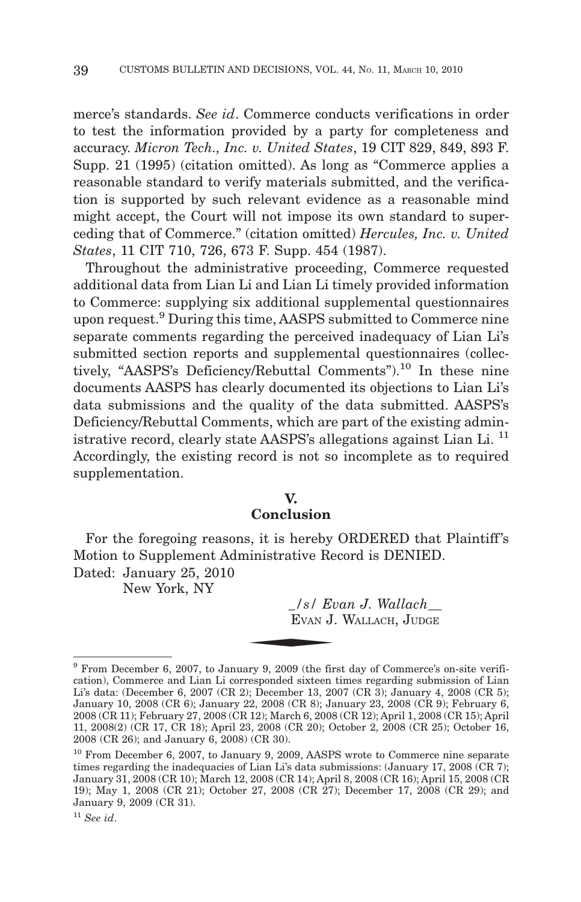merce's standards. *See id*. Commerce conducts verifications in order to test the information provided by a party for completeness and accuracy. *Micron Tech., Inc. v. United States*, 19 CIT 829, 849, 893 F. Supp. 21 (1995) (citation omitted). As long as "Commerce applies a reasonable standard to verify materials submitted, and the verification is supported by such relevant evidence as a reasonable mind might accept, the Court will not impose its own standard to superceding that of Commerce." (citation omitted) *Hercules, Inc. v. United States*, 11 CIT 710, 726, 673 F. Supp. 454 (1987).

Throughout the administrative proceeding, Commerce requested additional data from Lian Li and Lian Li timely provided information to Commerce: supplying six additional supplemental questionnaires upon request.[9] During this time, AASPS submitted to Commerce nine separate comments regarding the perceived inadequacy of Lian Li's submitted section reports and supplemental questionnaires (collectively, "AASPS's Deficiency/Rebuttal Comments").[10] In these nine documents AASPS has clearly documented its objections to Lian Li's data submissions and the quality of the data submitted. AASPS's Deficiency/Rebuttal Comments, which are part of the existing administrative record, clearly state AASPS's allegations against Lian Li.[11] Accordingly, the existing record is not so incomplete as to required supplementation.

## V.
## Conclusion

For the foregoing reasons, it is hereby ORDERED that Plaintiff's Motion to Supplement Administrative Record is DENIED.

Dated: January 25, 2010
New York, NY

_/s/ *Evan J. Wallach*__
EVAN J. WALLACH, JUDGE

---

[9] From December 6, 2007, to January 9, 2009 (the first day of Commerce's on-site verification), Commerce and Lian Li corresponded sixteen times regarding submission of Lian Li's data: (December 6, 2007 (CR 2); December 13, 2007 (CR 3); January 4, 2008 (CR 5); January 10, 2008 (CR 6); January 22, 2008 (CR 8); January 23, 2008 (CR 9); February 6, 2008 (CR 11); February 27, 2008 (CR 12); March 6, 2008 (CR 12); April 1, 2008 (CR 15); April 11, 2008(2) (CR 17, CR 18); April 23, 2008 (CR 20); October 2, 2008 (CR 25); October 16, 2008 (CR 26); and January 6, 2008) (CR 30).

[10] From December 6, 2007, to January 9, 2009, AASPS wrote to Commerce nine separate times regarding the inadequacies of Lian Li's data submissions: (January 17, 2008 (CR 7); January 31, 2008 (CR 10); March 12, 2008 (CR 14); April 8, 2008 (CR 16); April 15, 2008 (CR 19); May 1, 2008 (CR 21); October 27, 2008 (CR 27); December 17, 2008 (CR 29); and January 9, 2009 (CR 31).

[11] *See id*.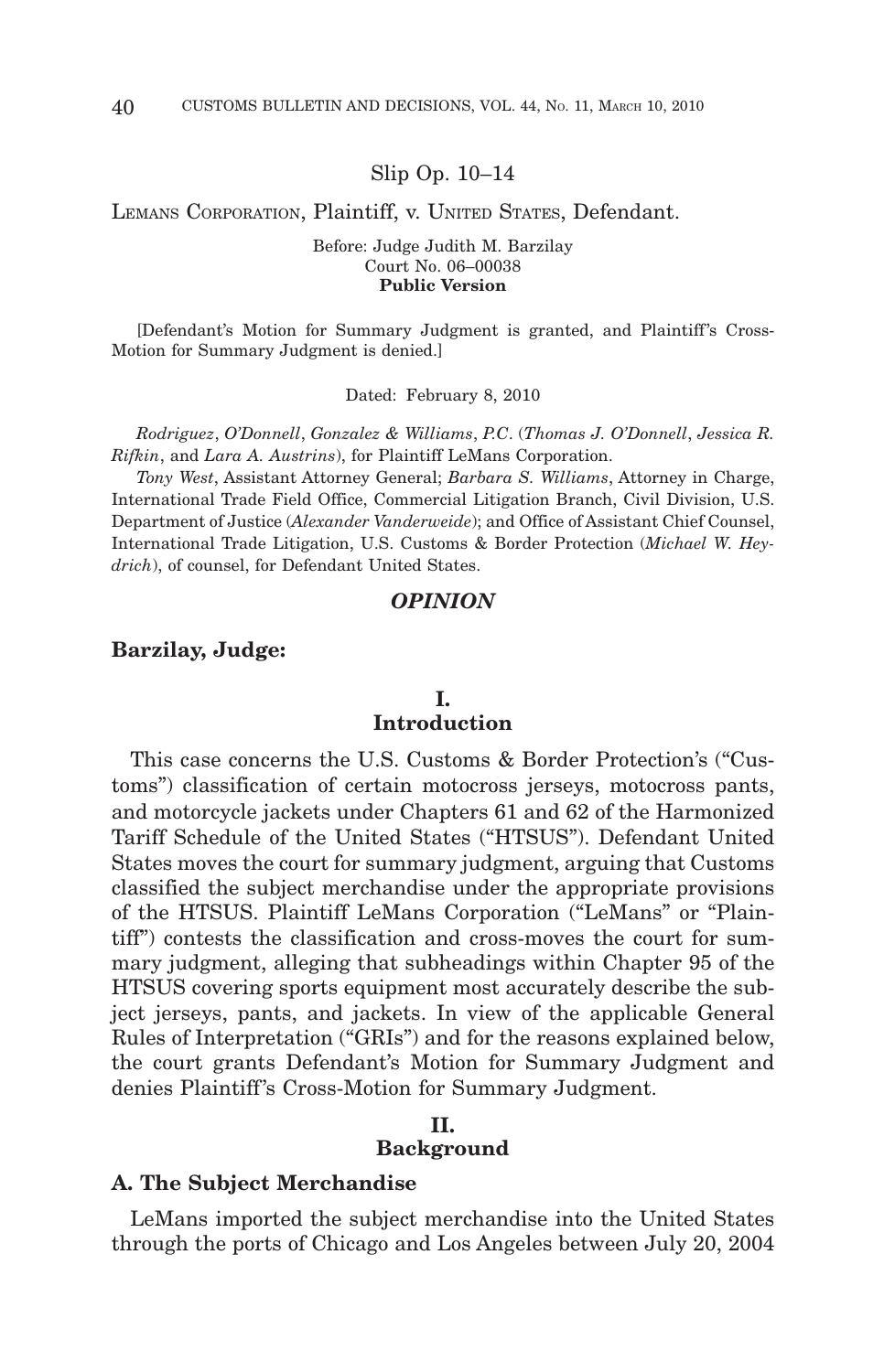Slip Op. 10–14

LEMANS CORPORATION, Plaintiff, v. UNITED STATES, Defendant.

Before: Judge Judith M. Barzilay
Court No. 06–00038
**Public Version**

[Defendant's Motion for Summary Judgment is granted, and Plaintiff's Cross-Motion for Summary Judgment is denied.]

Dated: February 8, 2010

*Rodriguez*, *O'Donnell*, *Gonzalez & Williams*, *P.C*. (*Thomas J. O'Donnell*, *Jessica R. Rifkin*, and *Lara A. Austrins*), for Plaintiff LeMans Corporation.

*Tony West*, Assistant Attorney General; *Barbara S. Williams*, Attorney in Charge, International Trade Field Office, Commercial Litigation Branch, Civil Division, U.S. Department of Justice (*Alexander Vanderweide*); and Office of Assistant Chief Counsel, International Trade Litigation, U.S. Customs & Border Protection (*Michael W. Heydrich*), of counsel, for Defendant United States.

## *OPINION*

**Barzilay, Judge:**

### I. Introduction

This case concerns the U.S. Customs & Border Protection's ("Customs") classification of certain motocross jerseys, motocross pants, and motorcycle jackets under Chapters 61 and 62 of the Harmonized Tariff Schedule of the United States ("HTSUS"). Defendant United States moves the court for summary judgment, arguing that Customs classified the subject merchandise under the appropriate provisions of the HTSUS. Plaintiff LeMans Corporation ("LeMans" or "Plaintiff") contests the classification and cross-moves the court for summary judgment, alleging that subheadings within Chapter 95 of the HTSUS covering sports equipment most accurately describe the subject jerseys, pants, and jackets. In view of the applicable General Rules of Interpretation ("GRIs") and for the reasons explained below, the court grants Defendant's Motion for Summary Judgment and denies Plaintiff's Cross-Motion for Summary Judgment.

### II. Background

**A. The Subject Merchandise**

LeMans imported the subject merchandise into the United States through the ports of Chicago and Los Angeles between July 20, 2004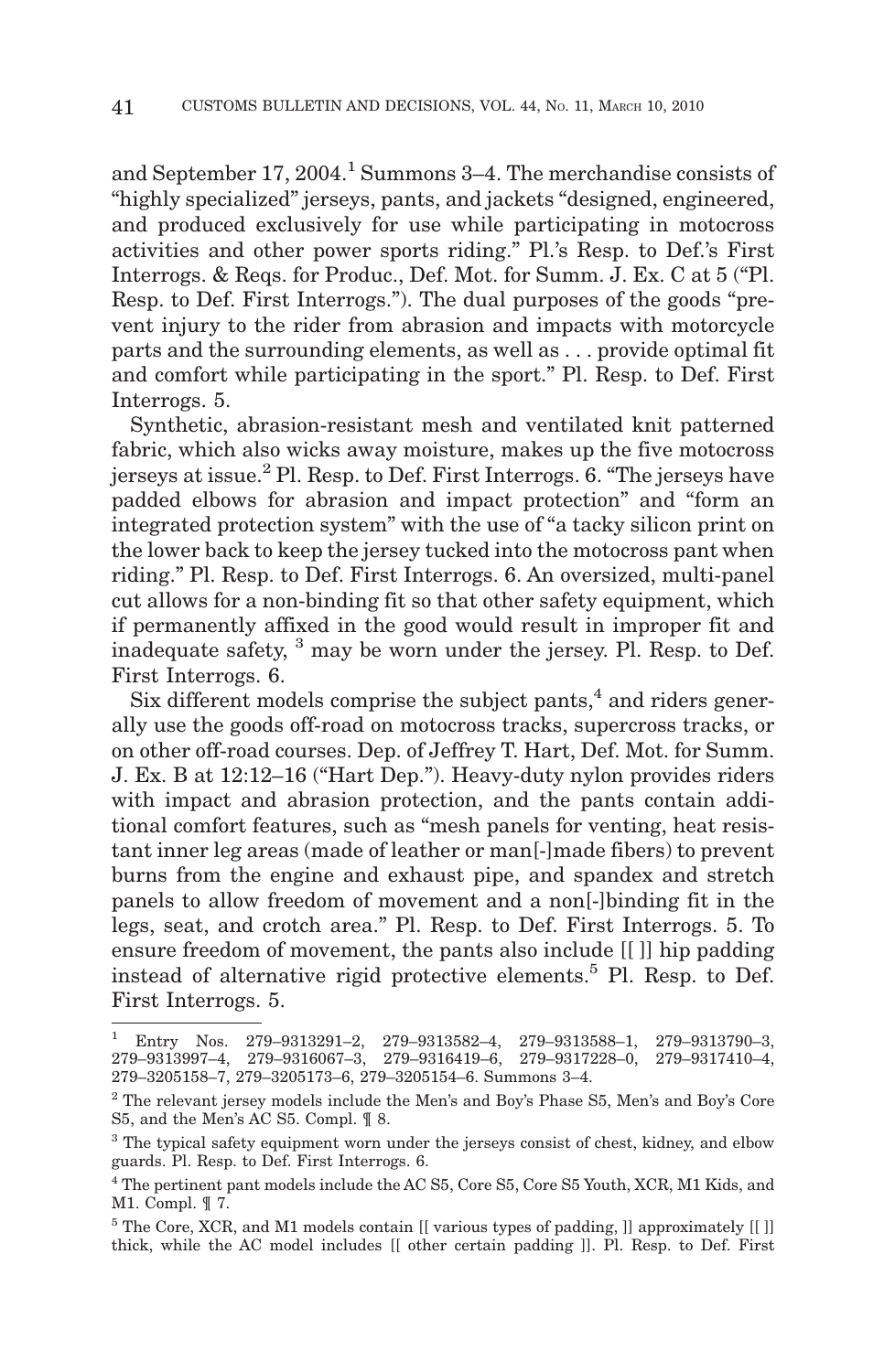and September 17, 2004.[1] Summons 3–4. The merchandise consists of "highly specialized" jerseys, pants, and jackets "designed, engineered, and produced exclusively for use while participating in motocross activities and other power sports riding." Pl.'s Resp. to Def.'s First Interrogs. & Reqs. for Produc., Def. Mot. for Summ. J. Ex. C at 5 ("Pl. Resp. to Def. First Interrogs."). The dual purposes of the goods "prevent injury to the rider from abrasion and impacts with motorcycle parts and the surrounding elements, as well as . . . provide optimal fit and comfort while participating in the sport." Pl. Resp. to Def. First Interrogs. 5.

Synthetic, abrasion-resistant mesh and ventilated knit patterned fabric, which also wicks away moisture, makes up the five motocross jerseys at issue.[2] Pl. Resp. to Def. First Interrogs. 6. "The jerseys have padded elbows for abrasion and impact protection" and "form an integrated protection system" with the use of "a tacky silicon print on the lower back to keep the jersey tucked into the motocross pant when riding." Pl. Resp. to Def. First Interrogs. 6. An oversized, multi-panel cut allows for a non-binding fit so that other safety equipment, which if permanently affixed in the good would result in improper fit and inadequate safety, [3] may be worn under the jersey. Pl. Resp. to Def. First Interrogs. 6.

Six different models comprise the subject pants,[4] and riders generally use the goods off-road on motocross tracks, supercross tracks, or on other off-road courses. Dep. of Jeffrey T. Hart, Def. Mot. for Summ. J. Ex. B at 12:12–16 ("Hart Dep."). Heavy-duty nylon provides riders with impact and abrasion protection, and the pants contain additional comfort features, such as "mesh panels for venting, heat resistant inner leg areas (made of leather or man[-]made fibers) to prevent burns from the engine and exhaust pipe, and spandex and stretch panels to allow freedom of movement and a non[-]binding fit in the legs, seat, and crotch area." Pl. Resp. to Def. First Interrogs. 5. To ensure freedom of movement, the pants also include [[ ]] hip padding instead of alternative rigid protective elements.[5] Pl. Resp. to Def. First Interrogs. 5.

---

[1] Entry Nos. 279–9313291–2, 279–9313582–4, 279–9313588–1, 279–9313790–3, 279–9313997–4, 279–9316067–3, 279–9316419–6, 279–9317228–0, 279–9317410–4, 279–3205158–7, 279–3205173–6, 279–3205154–6. Summons 3–4.

[2] The relevant jersey models include the Men's and Boy's Phase S5, Men's and Boy's Core S5, and the Men's AC S5. Compl. ¶ 8.

[3] The typical safety equipment worn under the jerseys consist of chest, kidney, and elbow guards. Pl. Resp. to Def. First Interrogs. 6.

[4] The pertinent pant models include the AC S5, Core S5, Core S5 Youth, XCR, M1 Kids, and M1. Compl. ¶ 7.

[5] The Core, XCR, and M1 models contain [[ various types of padding, ]] approximately [[ ]] thick, while the AC model includes [[ other certain padding ]]. Pl. Resp. to Def. First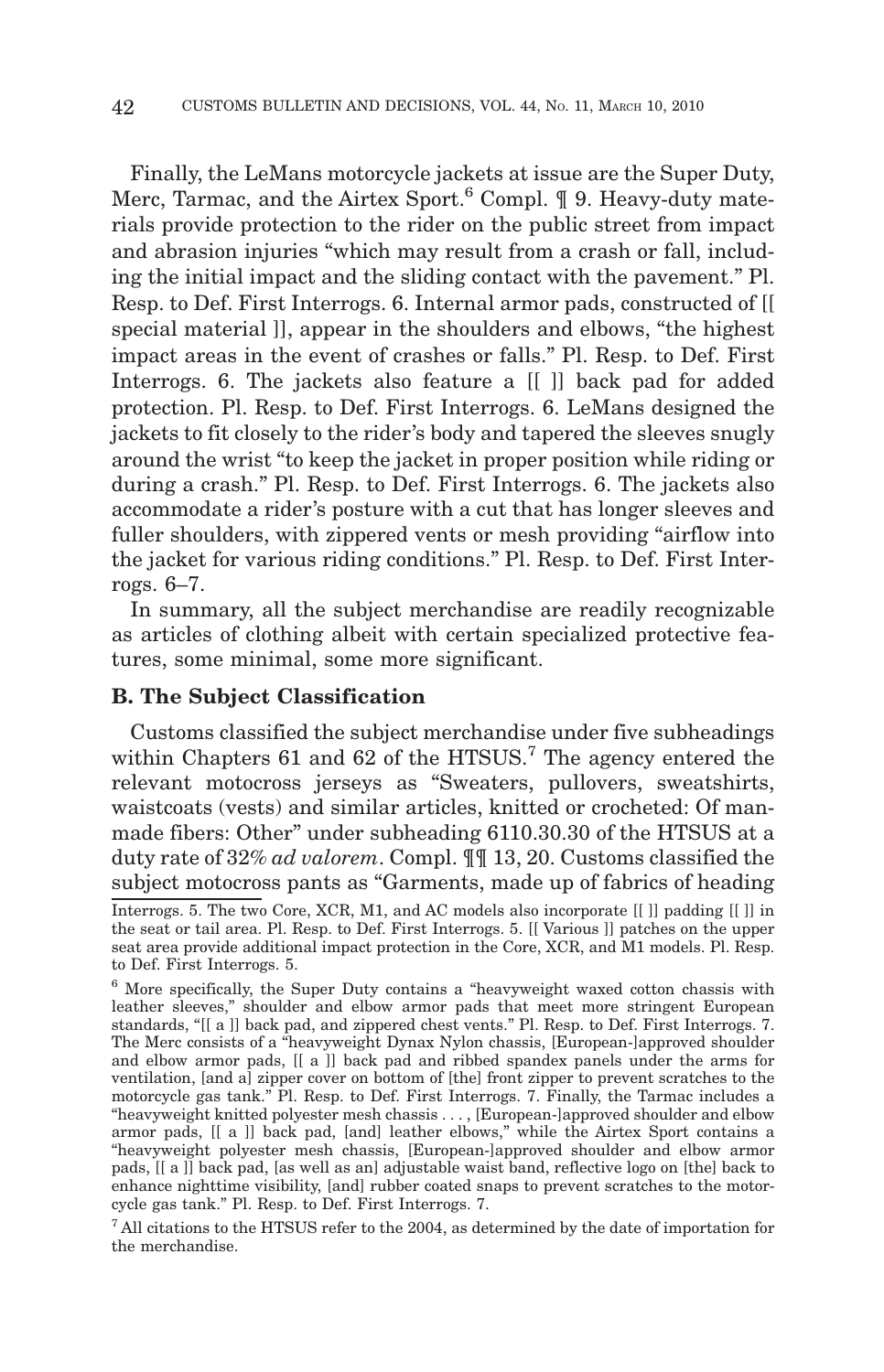Finally, the LeMans motorcycle jackets at issue are the Super Duty, Merc, Tarmac, and the Airtex Sport.[6] Compl. ¶ 9. Heavy-duty materials provide protection to the rider on the public street from impact and abrasion injuries "which may result from a crash or fall, including the initial impact and the sliding contact with the pavement." Pl. Resp. to Def. First Interrogs. 6. Internal armor pads, constructed of [[ special material ]], appear in the shoulders and elbows, "the highest impact areas in the event of crashes or falls." Pl. Resp. to Def. First Interrogs. 6. The jackets also feature a [[ ]] back pad for added protection. Pl. Resp. to Def. First Interrogs. 6. LeMans designed the jackets to fit closely to the rider's body and tapered the sleeves snugly around the wrist "to keep the jacket in proper position while riding or during a crash." Pl. Resp. to Def. First Interrogs. 6. The jackets also accommodate a rider's posture with a cut that has longer sleeves and fuller shoulders, with zippered vents or mesh providing "airflow into the jacket for various riding conditions." Pl. Resp. to Def. First Interrogs. 6–7.

In summary, all the subject merchandise are readily recognizable as articles of clothing albeit with certain specialized protective features, some minimal, some more significant.

### B. The Subject Classification

Customs classified the subject merchandise under five subheadings within Chapters 61 and 62 of the HTSUS.[7] The agency entered the relevant motocross jerseys as "Sweaters, pullovers, sweatshirts, waistcoats (vests) and similar articles, knitted or crocheted: Of man-made fibers: Other" under subheading 6110.30.30 of the HTSUS at a duty rate of 32% *ad valorem*. Compl. ¶¶ 13, 20. Customs classified the subject motocross pants as "Garments, made up of fabrics of heading

---

Interrogs. 5. The two Core, XCR, M1, and AC models also incorporate [[ ]] padding [[ ]] in the seat or tail area. Pl. Resp. to Def. First Interrogs. 5. [[ Various ]] patches on the upper seat area provide additional impact protection in the Core, XCR, and M1 models. Pl. Resp. to Def. First Interrogs. 5.

[6] More specifically, the Super Duty contains a "heavyweight waxed cotton chassis with leather sleeves," shoulder and elbow armor pads that meet more stringent European standards, "[[ a ]] back pad, and zippered chest vents." Pl. Resp. to Def. First Interrogs. 7. The Merc consists of a "heavyweight Dynax Nylon chassis, [European-]approved shoulder and elbow armor pads, [[ a ]] back pad and ribbed spandex panels under the arms for ventilation, [and a] zipper cover on bottom of [the] front zipper to prevent scratches to the motorcycle gas tank." Pl. Resp. to Def. First Interrogs. 7. Finally, the Tarmac includes a "heavyweight knitted polyester mesh chassis . . . , [European-]approved shoulder and elbow armor pads, [[ a ]] back pad, [and] leather elbows," while the Airtex Sport contains a "heavyweight polyester mesh chassis, [European-]approved shoulder and elbow armor pads, [[ a ]] back pad, [as well as an] adjustable waist band, reflective logo on [the] back to enhance nighttime visibility, [and] rubber coated snaps to prevent scratches to the motorcycle gas tank." Pl. Resp. to Def. First Interrogs. 7.

[7] All citations to the HTSUS refer to the 2004, as determined by the date of importation for the merchandise.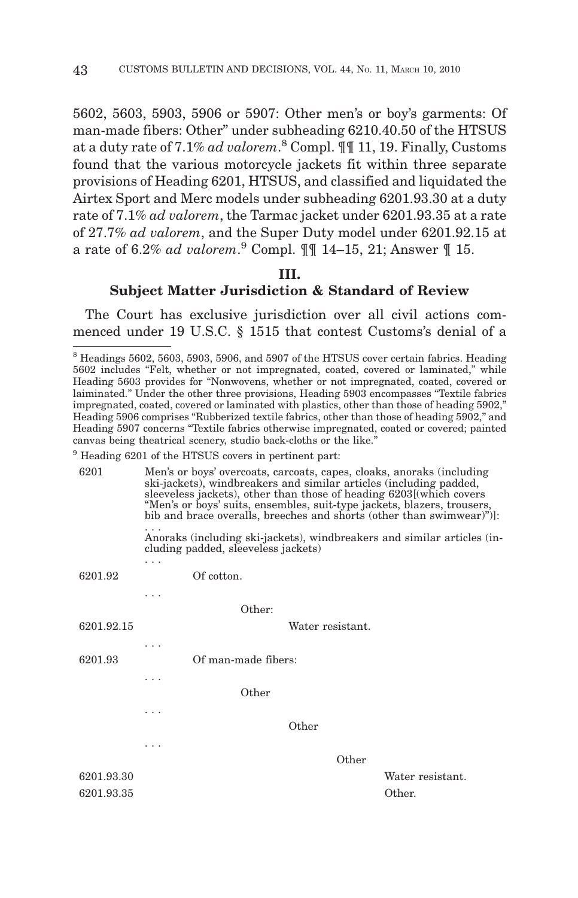5602, 5603, 5903, 5906 or 5907: Other men's or boy's garments: Of man-made fibers: Other" under subheading 6210.40.50 of the HTSUS at a duty rate of 7.1% *ad valorem*.[8] Compl. ¶¶ 11, 19. Finally, Customs found that the various motorcycle jackets fit within three separate provisions of Heading 6201, HTSUS, and classified and liquidated the Airtex Sport and Merc models under subheading 6201.93.30 at a duty rate of 7.1% *ad valorem*, the Tarmac jacket under 6201.93.35 at a rate of 27.7% *ad valorem*, and the Super Duty model under 6201.92.15 at a rate of 6.2% *ad valorem*.[9] Compl. ¶¶ 14–15, 21; Answer ¶ 15.

## III.
## Subject Matter Jurisdiction & Standard of Review

The Court has exclusive jurisdiction over all civil actions commenced under 19 U.S.C. § 1515 that contest Customs's denial of a

---

[8] Headings 5602, 5603, 5903, 5906, and 5907 of the HTSUS cover certain fabrics. Heading 5602 includes "Felt, whether or not impregnated, coated, covered or laminated," while Heading 5603 provides for "Nonwovens, whether or not impregnated, coated, covered or laiminated." Under the other three provisions, Heading 5903 encompasses "Textile fabrics impregnated, coated, covered or laminated with plastics, other than those of heading 5902," Heading 5906 comprises "Rubberized textile fabrics, other than those of heading 5902," and Heading 5907 concerns "Textile fabrics otherwise impregnated, coated or covered; painted canvas being theatrical scenery, studio back-cloths or the like."

[9] Heading 6201 of the HTSUS covers in pertinent part:

| | |
|---|---|
| 6201 | Men's or boys' overcoats, carcoats, capes, cloaks, anoraks (including ski-jackets), windbreakers and similar articles (including padded, sleeveless jackets), other than those of heading 6203[(which covers "Men's or boys' suits, ensembles, suit-type jackets, blazers, trousers, bib and brace overalls, breeches and shorts (other than swimwear)")]: |
| | . . . |
| | Anoraks (including ski-jackets), windbreakers and similar articles (including padded, sleeveless jackets) |
| | . . . |
| 6201.92 | Of cotton. |
| | . . . |
| | Other: |
| 6201.92.15 | Water resistant. |
| | . . . |
| 6201.93 | Of man-made fibers: |
| | . . . |
| | Other |
| | . . . |
| | Other |
| | . . . |
| | Other |
| 6201.93.30 | Water resistant. |
| 6201.93.35 | Other. |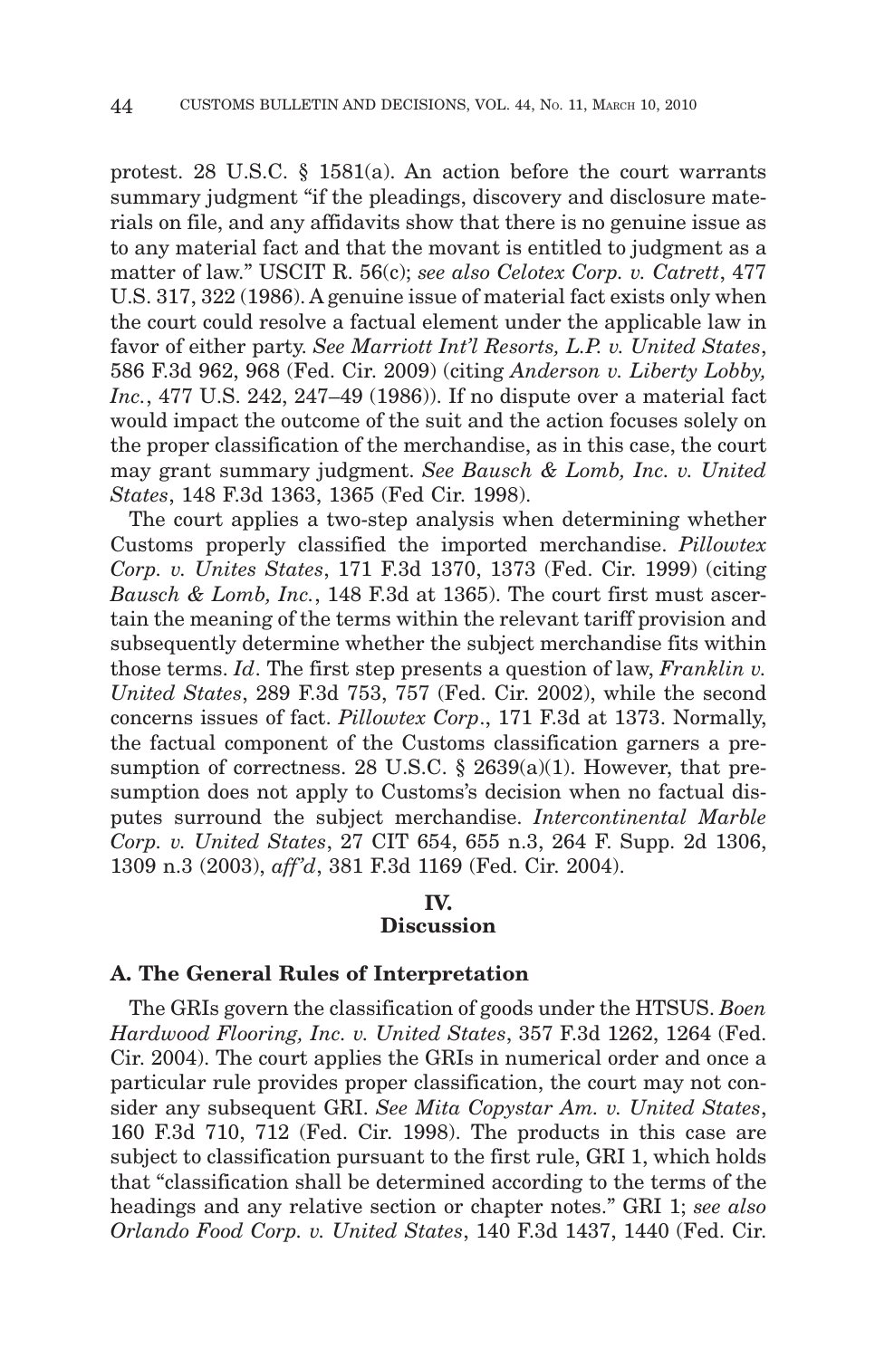protest. 28 U.S.C. § 1581(a). An action before the court warrants summary judgment "if the pleadings, discovery and disclosure materials on file, and any affidavits show that there is no genuine issue as to any material fact and that the movant is entitled to judgment as a matter of law." USCIT R. 56(c); *see also Celotex Corp. v. Catrett*, 477 U.S. 317, 322 (1986). A genuine issue of material fact exists only when the court could resolve a factual element under the applicable law in favor of either party. *See Marriott Int'l Resorts, L.P. v. United States*, 586 F.3d 962, 968 (Fed. Cir. 2009) (citing *Anderson v. Liberty Lobby, Inc.*, 477 U.S. 242, 247–49 (1986)). If no dispute over a material fact would impact the outcome of the suit and the action focuses solely on the proper classification of the merchandise, as in this case, the court may grant summary judgment. *See Bausch & Lomb, Inc. v. United States*, 148 F.3d 1363, 1365 (Fed Cir. 1998).

The court applies a two-step analysis when determining whether Customs properly classified the imported merchandise. *Pillowtex Corp. v. Unites States*, 171 F.3d 1370, 1373 (Fed. Cir. 1999) (citing *Bausch & Lomb, Inc.*, 148 F.3d at 1365). The court first must ascertain the meaning of the terms within the relevant tariff provision and subsequently determine whether the subject merchandise fits within those terms. *Id*. The first step presents a question of law, *Franklin v. United States*, 289 F.3d 753, 757 (Fed. Cir. 2002), while the second concerns issues of fact. *Pillowtex Corp*., 171 F.3d at 1373. Normally, the factual component of the Customs classification garners a presumption of correctness. 28 U.S.C. § 2639(a)(1). However, that presumption does not apply to Customs's decision when no factual disputes surround the subject merchandise. *Intercontinental Marble Corp. v. United States*, 27 CIT 654, 655 n.3, 264 F. Supp. 2d 1306, 1309 n.3 (2003), *aff'd*, 381 F.3d 1169 (Fed. Cir. 2004).

## IV.
## Discussion

### A. The General Rules of Interpretation

The GRIs govern the classification of goods under the HTSUS. *Boen Hardwood Flooring, Inc. v. United States*, 357 F.3d 1262, 1264 (Fed. Cir. 2004). The court applies the GRIs in numerical order and once a particular rule provides proper classification, the court may not consider any subsequent GRI. *See Mita Copystar Am. v. United States*, 160 F.3d 710, 712 (Fed. Cir. 1998). The products in this case are subject to classification pursuant to the first rule, GRI 1, which holds that "classification shall be determined according to the terms of the headings and any relative section or chapter notes." GRI 1; *see also Orlando Food Corp. v. United States*, 140 F.3d 1437, 1440 (Fed. Cir.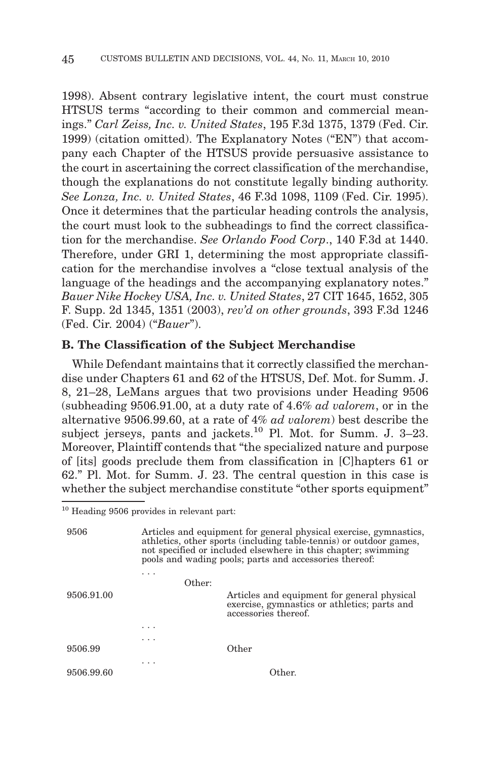1998). Absent contrary legislative intent, the court must construe HTSUS terms "according to their common and commercial meanings." *Carl Zeiss, Inc. v. United States*, 195 F.3d 1375, 1379 (Fed. Cir. 1999) (citation omitted). The Explanatory Notes ("EN") that accompany each Chapter of the HTSUS provide persuasive assistance to the court in ascertaining the correct classification of the merchandise, though the explanations do not constitute legally binding authority. *See Lonza, Inc. v. United States*, 46 F.3d 1098, 1109 (Fed. Cir. 1995). Once it determines that the particular heading controls the analysis, the court must look to the subheadings to find the correct classification for the merchandise. *See Orlando Food Corp*., 140 F.3d at 1440. Therefore, under GRI 1, determining the most appropriate classification for the merchandise involves a "close textual analysis of the language of the headings and the accompanying explanatory notes." *Bauer Nike Hockey USA, Inc. v. United States*, 27 CIT 1645, 1652, 305 F. Supp. 2d 1345, 1351 (2003), *rev'd on other grounds*, 393 F.3d 1246 (Fed. Cir. 2004) ("*Bauer*").

**B. The Classification of the Subject Merchandise**

While Defendant maintains that it correctly classified the merchandise under Chapters 61 and 62 of the HTSUS, Def. Mot. for Summ. J. 8, 21–28, LeMans argues that two provisions under Heading 9506 (subheading 9506.91.00, at a duty rate of 4.6% *ad valorem*, or in the alternative 9506.99.60, at a rate of 4% *ad valorem*) best describe the subject jerseys, pants and jackets.[10] Pl. Mot. for Summ. J. 3–23. Moreover, Plaintiff contends that "the specialized nature and purpose of [its] goods preclude them from classification in [C]hapters 61 or 62." Pl. Mot. for Summ. J. 23. The central question in this case is whether the subject merchandise constitute "other sports equipment"

---

[10] Heading 9506 provides in relevant part:

| | |
|---|---|
| 9506 | Articles and equipment for general physical exercise, gymnastics, athletics, other sports (including table-tennis) or outdoor games, not specified or included elsewhere in this chapter; swimming pools and wading pools; parts and accessories thereof: |
| | . . . |
| | Other: |
| 9506.91.00 | Articles and equipment for general physical exercise, gymnastics or athletics; parts and accessories thereof. |
| | . . . |
| | . . . |
| 9506.99 | Other |
| | . . . |
| 9506.99.60 | Other. |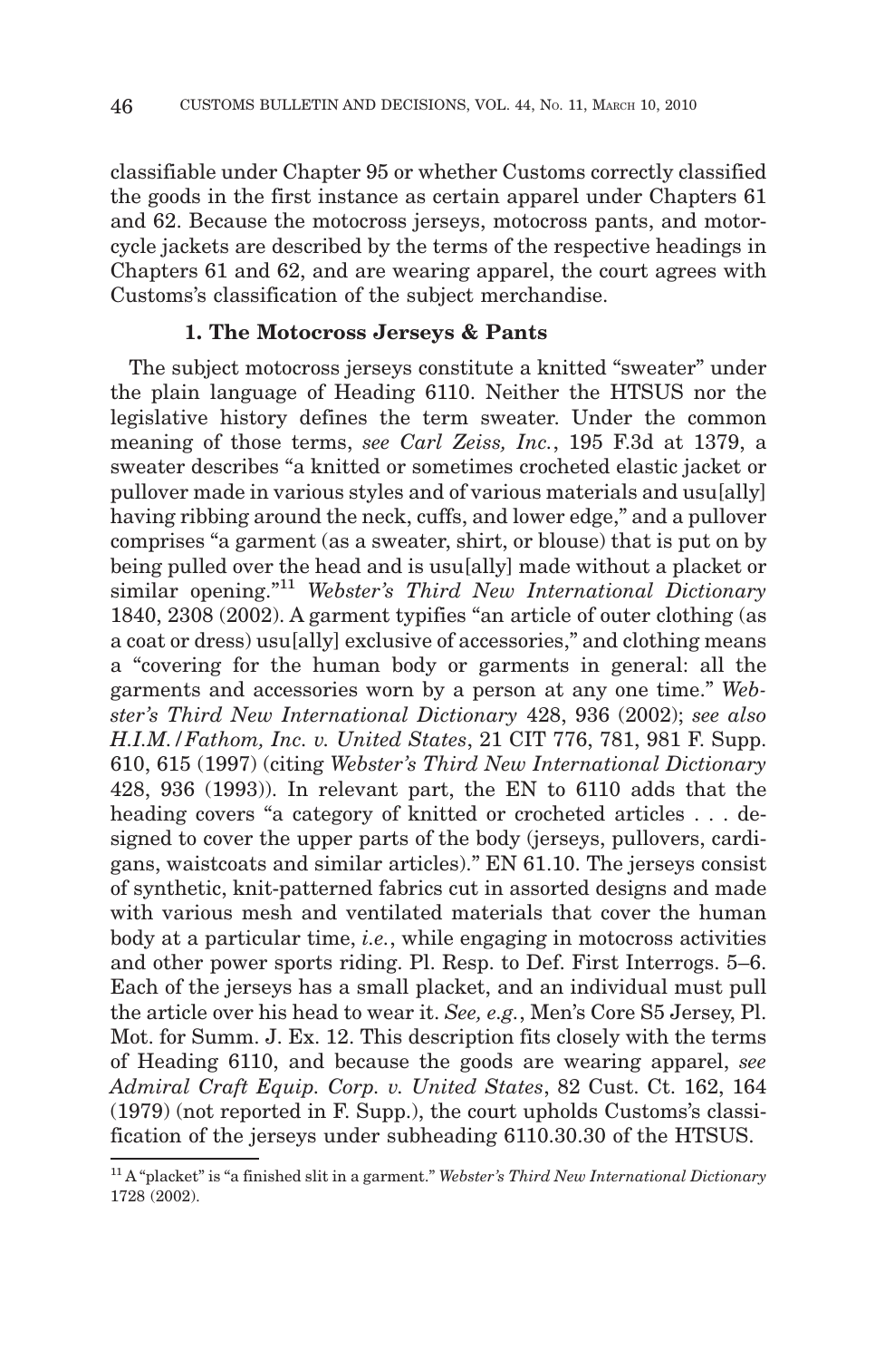classifiable under Chapter 95 or whether Customs correctly classified the goods in the first instance as certain apparel under Chapters 61 and 62. Because the motocross jerseys, motocross pants, and motorcycle jackets are described by the terms of the respective headings in Chapters 61 and 62, and are wearing apparel, the court agrees with Customs's classification of the subject merchandise.

### 1. The Motocross Jerseys & Pants

The subject motocross jerseys constitute a knitted "sweater" under the plain language of Heading 6110. Neither the HTSUS nor the legislative history defines the term sweater. Under the common meaning of those terms, *see Carl Zeiss, Inc.*, 195 F.3d at 1379, a sweater describes "a knitted or sometimes crocheted elastic jacket or pullover made in various styles and of various materials and usu[ally] having ribbing around the neck, cuffs, and lower edge," and a pullover comprises "a garment (as a sweater, shirt, or blouse) that is put on by being pulled over the head and is usu[ally] made without a placket or similar opening."[11] *Webster's Third New International Dictionary* 1840, 2308 (2002). A garment typifies "an article of outer clothing (as a coat or dress) usu[ally] exclusive of accessories," and clothing means a "covering for the human body or garments in general: all the garments and accessories worn by a person at any one time." *Webster's Third New International Dictionary* 428, 936 (2002); *see also H.I.M./Fathom, Inc. v. United States*, 21 CIT 776, 781, 981 F. Supp. 610, 615 (1997) (citing *Webster's Third New International Dictionary* 428, 936 (1993)). In relevant part, the EN to 6110 adds that the heading covers "a category of knitted or crocheted articles . . . designed to cover the upper parts of the body (jerseys, pullovers, cardigans, waistcoats and similar articles)." EN 61.10. The jerseys consist of synthetic, knit-patterned fabrics cut in assorted designs and made with various mesh and ventilated materials that cover the human body at a particular time, *i.e.*, while engaging in motocross activities and other power sports riding. Pl. Resp. to Def. First Interrogs. 5–6. Each of the jerseys has a small placket, and an individual must pull the article over his head to wear it. *See, e.g.*, Men's Core S5 Jersey, Pl. Mot. for Summ. J. Ex. 12. This description fits closely with the terms of Heading 6110, and because the goods are wearing apparel, *see Admiral Craft Equip. Corp. v. United States*, 82 Cust. Ct. 162, 164 (1979) (not reported in F. Supp.), the court upholds Customs's classification of the jerseys under subheading 6110.30.30 of the HTSUS.

---

[11] A "placket" is "a finished slit in a garment." *Webster's Third New International Dictionary* 1728 (2002).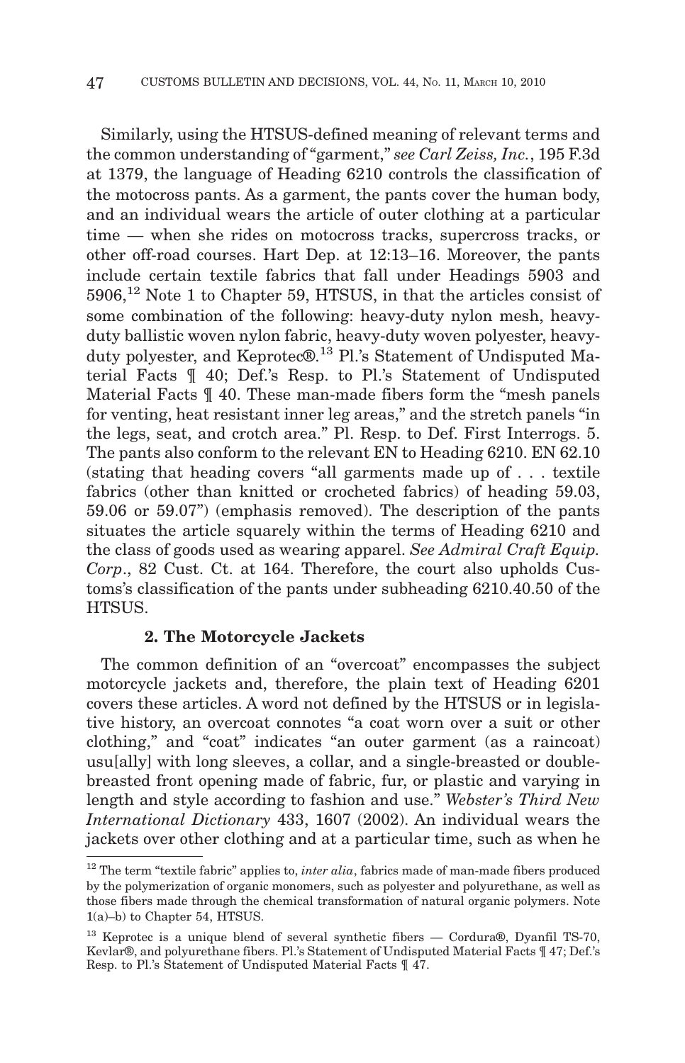Similarly, using the HTSUS-defined meaning of relevant terms and the common understanding of "garment," *see Carl Zeiss, Inc.*, 195 F.3d at 1379, the language of Heading 6210 controls the classification of the motocross pants. As a garment, the pants cover the human body, and an individual wears the article of outer clothing at a particular time — when she rides on motocross tracks, supercross tracks, or other off-road courses. Hart Dep. at 12:13–16. Moreover, the pants include certain textile fabrics that fall under Headings 5903 and 5906,[12] Note 1 to Chapter 59, HTSUS, in that the articles consist of some combination of the following: heavy-duty nylon mesh, heavy-duty ballistic woven nylon fabric, heavy-duty woven polyester, heavy-duty polyester, and Keprotec®.[13] Pl.'s Statement of Undisputed Material Facts ¶ 40; Def.'s Resp. to Pl.'s Statement of Undisputed Material Facts ¶ 40. These man-made fibers form the "mesh panels for venting, heat resistant inner leg areas," and the stretch panels "in the legs, seat, and crotch area." Pl. Resp. to Def. First Interrogs. 5. The pants also conform to the relevant EN to Heading 6210. EN 62.10 (stating that heading covers "all garments made up of . . . textile fabrics (other than knitted or crocheted fabrics) of heading 59.03, 59.06 or 59.07") (emphasis removed). The description of the pants situates the article squarely within the terms of Heading 6210 and the class of goods used as wearing apparel. *See Admiral Craft Equip. Corp*., 82 Cust. Ct. at 164. Therefore, the court also upholds Customs's classification of the pants under subheading 6210.40.50 of the HTSUS.

### 2. The Motorcycle Jackets

The common definition of an "overcoat" encompasses the subject motorcycle jackets and, therefore, the plain text of Heading 6201 covers these articles. A word not defined by the HTSUS or in legislative history, an overcoat connotes "a coat worn over a suit or other clothing," and "coat" indicates "an outer garment (as a raincoat) usu[ally] with long sleeves, a collar, and a single-breasted or double-breasted front opening made of fabric, fur, or plastic and varying in length and style according to fashion and use." *Webster's Third New International Dictionary* 433, 1607 (2002). An individual wears the jackets over other clothing and at a particular time, such as when he

---

[12] The term "textile fabric" applies to, *inter alia*, fabrics made of man-made fibers produced by the polymerization of organic monomers, such as polyester and polyurethane, as well as those fibers made through the chemical transformation of natural organic polymers. Note 1(a)–b) to Chapter 54, HTSUS.

[13] Keprotec is a unique blend of several synthetic fibers — Cordura®, Dyanfil TS-70, Kevlar®, and polyurethane fibers. Pl.'s Statement of Undisputed Material Facts ¶ 47; Def.'s Resp. to Pl.'s Statement of Undisputed Material Facts ¶ 47.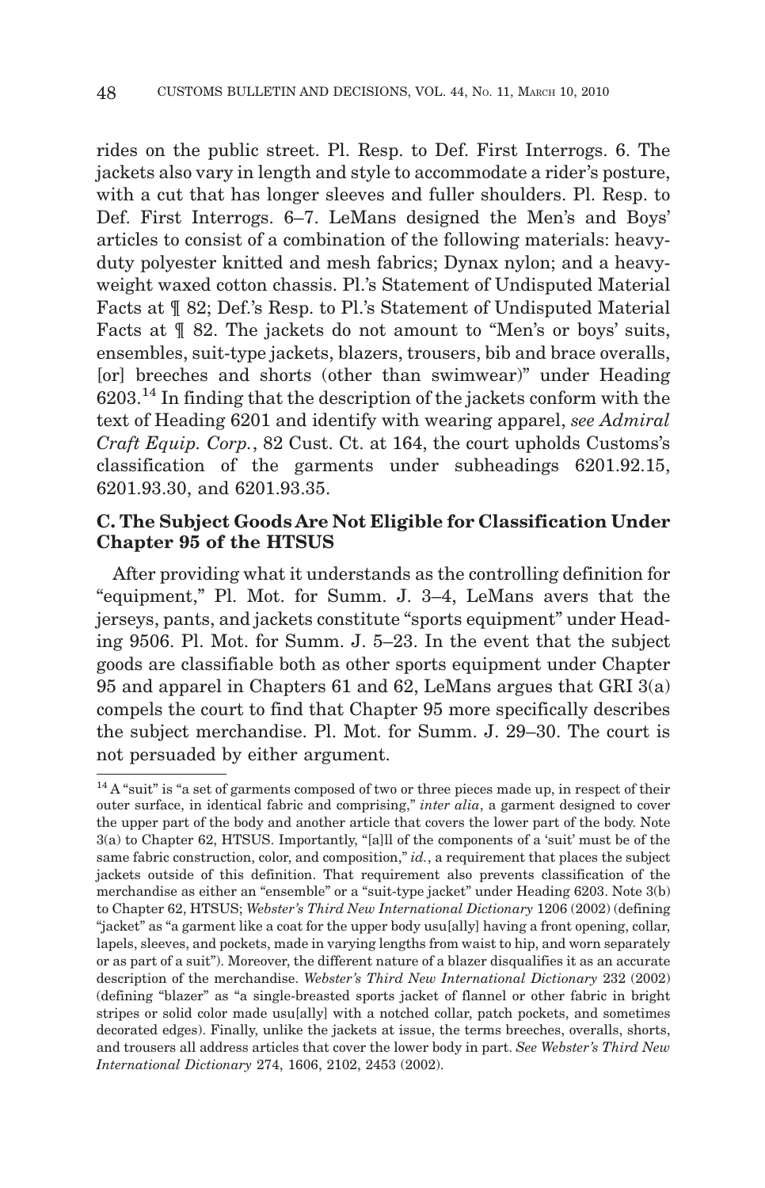rides on the public street. Pl. Resp. to Def. First Interrogs. 6. The jackets also vary in length and style to accommodate a rider's posture, with a cut that has longer sleeves and fuller shoulders. Pl. Resp. to Def. First Interrogs. 6–7. LeMans designed the Men's and Boys' articles to consist of a combination of the following materials: heavy-duty polyester knitted and mesh fabrics; Dynax nylon; and a heavy-weight waxed cotton chassis. Pl.'s Statement of Undisputed Material Facts at ¶ 82; Def.'s Resp. to Pl.'s Statement of Undisputed Material Facts at ¶ 82. The jackets do not amount to "Men's or boys' suits, ensembles, suit-type jackets, blazers, trousers, bib and brace overalls, [or] breeches and shorts (other than swimwear)" under Heading 6203.[14] In finding that the description of the jackets conform with the text of Heading 6201 and identify with wearing apparel, *see Admiral Craft Equip. Corp.*, 82 Cust. Ct. at 164, the court upholds Customs's classification of the garments under subheadings 6201.92.15, 6201.93.30, and 6201.93.35.

### C. The Subject Goods Are Not Eligible for Classification Under Chapter 95 of the HTSUS

After providing what it understands as the controlling definition for "equipment," Pl. Mot. for Summ. J. 3–4, LeMans avers that the jerseys, pants, and jackets constitute "sports equipment" under Heading 9506. Pl. Mot. for Summ. J. 5–23. In the event that the subject goods are classifiable both as other sports equipment under Chapter 95 and apparel in Chapters 61 and 62, LeMans argues that GRI 3(a) compels the court to find that Chapter 95 more specifically describes the subject merchandise. Pl. Mot. for Summ. J. 29–30. The court is not persuaded by either argument.

---

[14] A "suit" is "a set of garments composed of two or three pieces made up, in respect of their outer surface, in identical fabric and comprising," *inter alia*, a garment designed to cover the upper part of the body and another article that covers the lower part of the body. Note 3(a) to Chapter 62, HTSUS. Importantly, "[a]ll of the components of a 'suit' must be of the same fabric construction, color, and composition," *id.*, a requirement that places the subject jackets outside of this definition. That requirement also prevents classification of the merchandise as either an "ensemble" or a "suit-type jacket" under Heading 6203. Note 3(b) to Chapter 62, HTSUS; *Webster's Third New International Dictionary* 1206 (2002) (defining "jacket" as "a garment like a coat for the upper body usu[ally] having a front opening, collar, lapels, sleeves, and pockets, made in varying lengths from waist to hip, and worn separately or as part of a suit"). Moreover, the different nature of a blazer disqualifies it as an accurate description of the merchandise. *Webster's Third New International Dictionary* 232 (2002) (defining "blazer" as "a single-breasted sports jacket of flannel or other fabric in bright stripes or solid color made usu[ally] with a notched collar, patch pockets, and sometimes decorated edges). Finally, unlike the jackets at issue, the terms breeches, overalls, shorts, and trousers all address articles that cover the lower body in part. *See Webster's Third New International Dictionary* 274, 1606, 2102, 2453 (2002).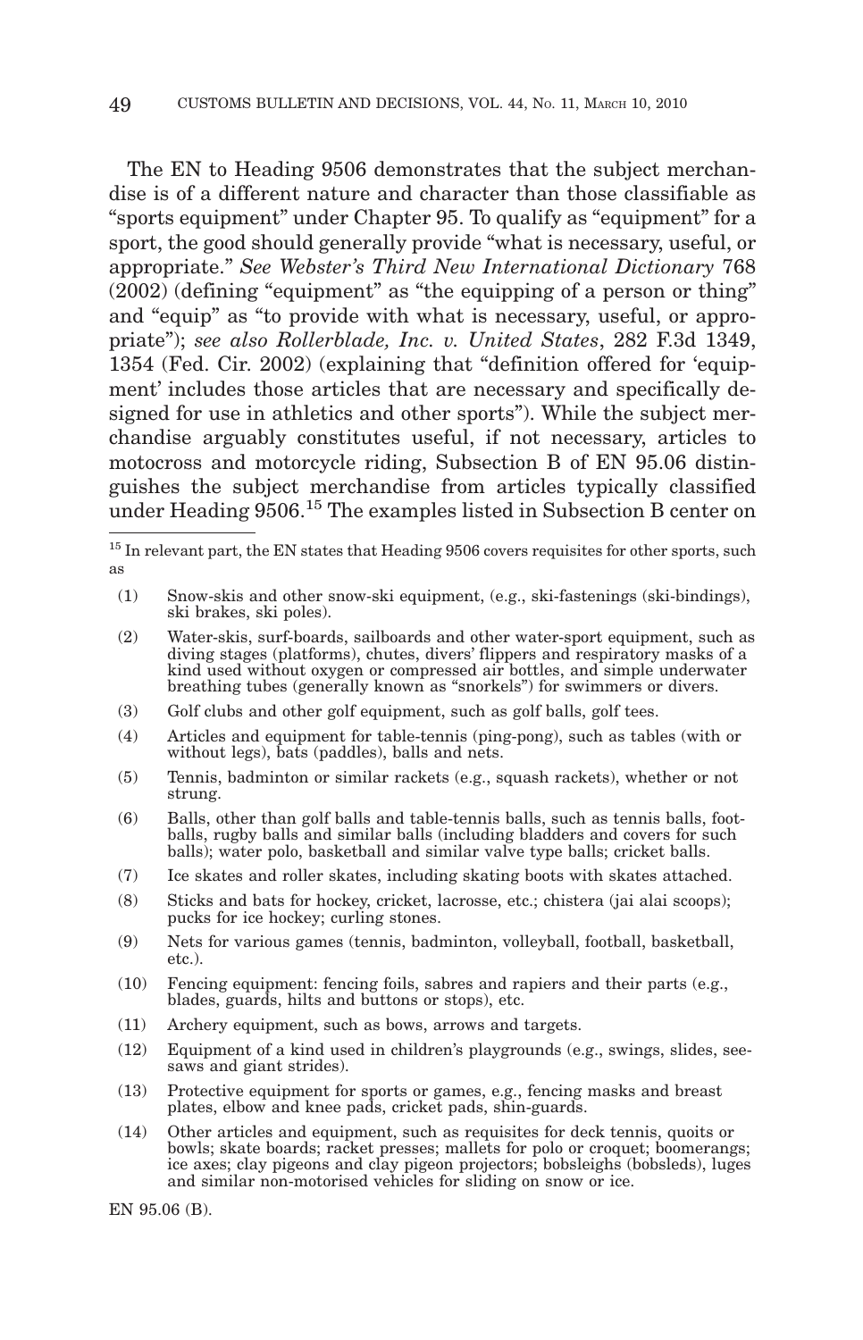The EN to Heading 9506 demonstrates that the subject merchandise is of a different nature and character than those classifiable as "sports equipment" under Chapter 95. To qualify as "equipment" for a sport, the good should generally provide "what is necessary, useful, or appropriate." *See Webster's Third New International Dictionary* 768 (2002) (defining "equipment" as "the equipping of a person or thing" and "equip" as "to provide with what is necessary, useful, or appropriate"); *see also Rollerblade, Inc. v. United States*, 282 F.3d 1349, 1354 (Fed. Cir. 2002) (explaining that "definition offered for 'equipment' includes those articles that are necessary and specifically designed for use in athletics and other sports"). While the subject merchandise arguably constitutes useful, if not necessary, articles to motocross and motorcycle riding, Subsection B of EN 95.06 distinguishes the subject merchandise from articles typically classified under Heading 9506.[15] The examples listed in Subsection B center on

---

[15] In relevant part, the EN states that Heading 9506 covers requisites for other sports, such as

(1) Snow-skis and other snow-ski equipment, (e.g., ski-fastenings (ski-bindings), ski brakes, ski poles).

(2) Water-skis, surf-boards, sailboards and other water-sport equipment, such as diving stages (platforms), chutes, divers' flippers and respiratory masks of a kind used without oxygen or compressed air bottles, and simple underwater breathing tubes (generally known as "snorkels") for swimmers or divers.

(3) Golf clubs and other golf equipment, such as golf balls, golf tees.

(4) Articles and equipment for table-tennis (ping-pong), such as tables (with or without legs), bats (paddles), balls and nets.

(5) Tennis, badminton or similar rackets (e.g., squash rackets), whether or not strung.

(6) Balls, other than golf balls and table-tennis balls, such as tennis balls, footballs, rugby balls and similar balls (including bladders and covers for such balls); water polo, basketball and similar valve type balls; cricket balls.

(7) Ice skates and roller skates, including skating boots with skates attached.

(8) Sticks and bats for hockey, cricket, lacrosse, etc.; chistera (jai alai scoops); pucks for ice hockey; curling stones.

(9) Nets for various games (tennis, badminton, volleyball, football, basketball, etc.).

(10) Fencing equipment: fencing foils, sabres and rapiers and their parts (e.g., blades, guards, hilts and buttons or stops), etc.

(11) Archery equipment, such as bows, arrows and targets.

(12) Equipment of a kind used in children's playgrounds (e.g., swings, slides, seesaws and giant strides).

(13) Protective equipment for sports or games, e.g., fencing masks and breast plates, elbow and knee pads, cricket pads, shin-guards.

(14) Other articles and equipment, such as requisites for deck tennis, quoits or bowls; skate boards; racket presses; mallets for polo or croquet; boomerangs; ice axes; clay pigeons and clay pigeon projectors; bobsleighs (bobsleds), luges and similar non-motorised vehicles for sliding on snow or ice.

EN 95.06 (B).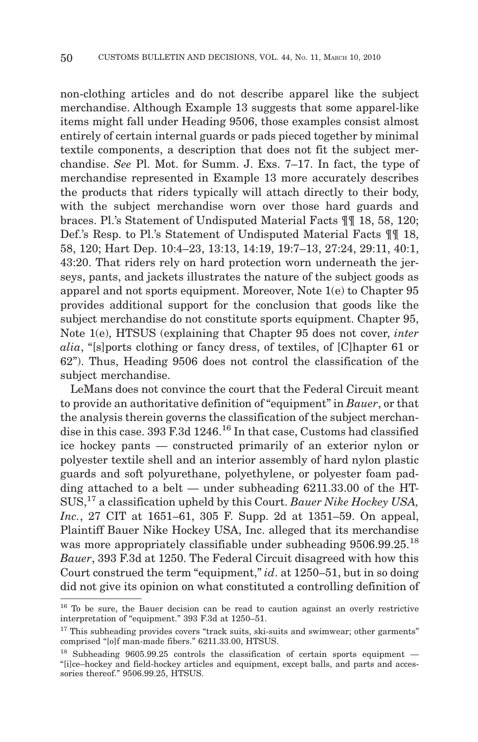non-clothing articles and do not describe apparel like the subject merchandise. Although Example 13 suggests that some apparel-like items might fall under Heading 9506, those examples consist almost entirely of certain internal guards or pads pieced together by minimal textile components, a description that does not fit the subject merchandise. *See* Pl. Mot. for Summ. J. Exs. 7–17. In fact, the type of merchandise represented in Example 13 more accurately describes the products that riders typically will attach directly to their body, with the subject merchandise worn over those hard guards and braces. Pl.'s Statement of Undisputed Material Facts ¶¶ 18, 58, 120; Def.'s Resp. to Pl.'s Statement of Undisputed Material Facts ¶¶ 18, 58, 120; Hart Dep. 10:4–23, 13:13, 14:19, 19:7–13, 27:24, 29:11, 40:1, 43:20. That riders rely on hard protection worn underneath the jerseys, pants, and jackets illustrates the nature of the subject goods as apparel and not sports equipment. Moreover, Note 1(e) to Chapter 95 provides additional support for the conclusion that goods like the subject merchandise do not constitute sports equipment. Chapter 95, Note 1(e), HTSUS (explaining that Chapter 95 does not cover, *inter alia*, "[s]ports clothing or fancy dress, of textiles, of [C]hapter 61 or 62"). Thus, Heading 9506 does not control the classification of the subject merchandise.

LeMans does not convince the court that the Federal Circuit meant to provide an authoritative definition of "equipment" in *Bauer*, or that the analysis therein governs the classification of the subject merchandise in this case. 393 F.3d 1246.[16] In that case, Customs had classified ice hockey pants — constructed primarily of an exterior nylon or polyester textile shell and an interior assembly of hard nylon plastic guards and soft polyurethane, polyethylene, or polyester foam padding attached to a belt — under subheading 6211.33.00 of the HTSUS,[17] a classification upheld by this Court. *Bauer Nike Hockey USA, Inc.*, 27 CIT at 1651–61, 305 F. Supp. 2d at 1351–59. On appeal, Plaintiff Bauer Nike Hockey USA, Inc. alleged that its merchandise was more appropriately classifiable under subheading 9506.99.25.[18] *Bauer*, 393 F.3d at 1250. The Federal Circuit disagreed with how this Court construed the term "equipment," *id*. at 1250–51, but in so doing did not give its opinion on what constituted a controlling definition of

[16] To be sure, the Bauer decision can be read to caution against an overly restrictive interpretation of "equipment." 393 F.3d at 1250–51.

[17] This subheading provides covers "track suits, ski-suits and swimwear; other garments" comprised "[o]f man-made fibers." 6211.33.00, HTSUS.

[18] Subheading 9605.99.25 controls the classification of certain sports equipment — "[i]ce–hockey and field-hockey articles and equipment, except balls, and parts and accessories thereof." 9506.99.25, HTSUS.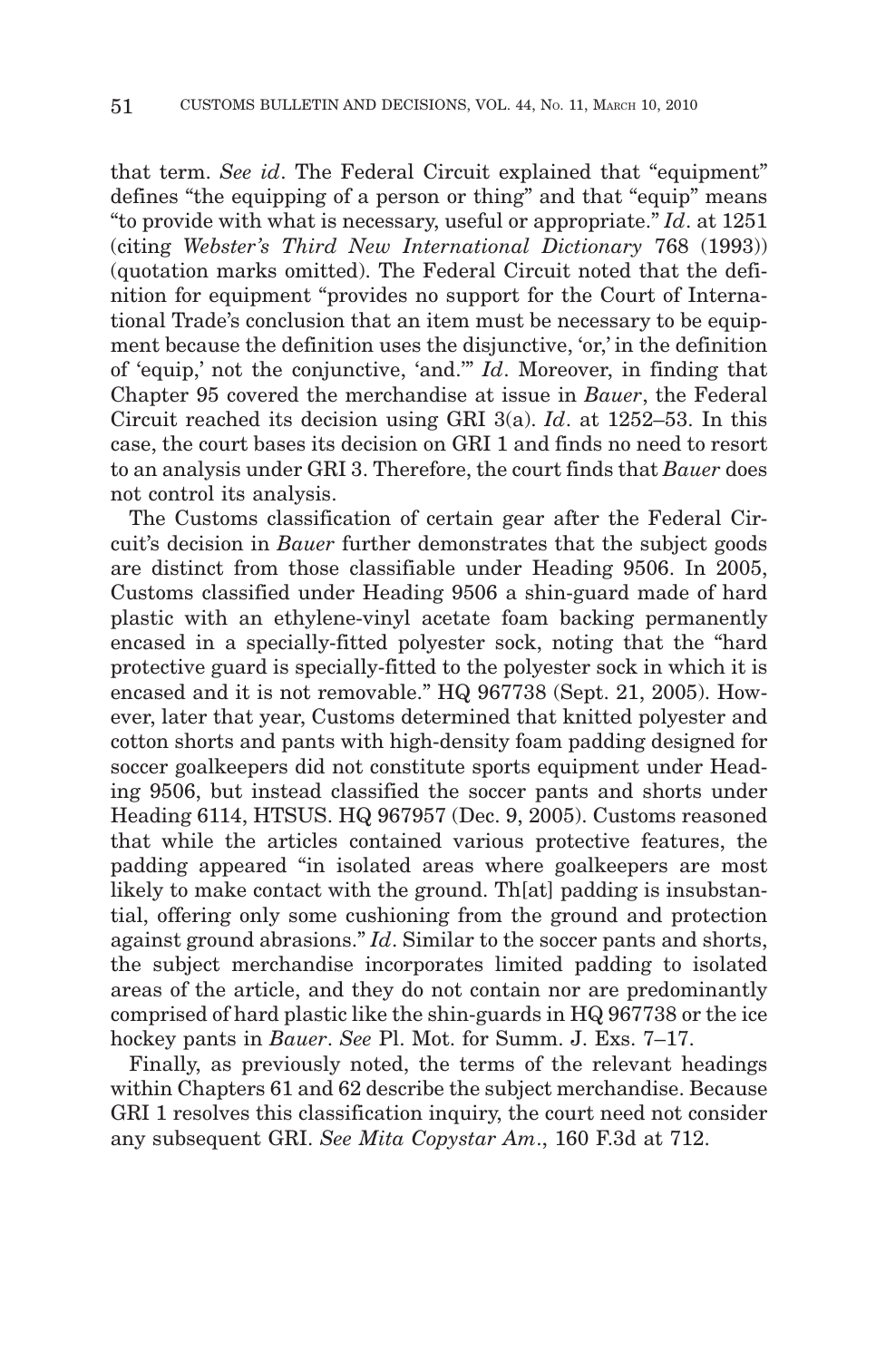that term. *See id*. The Federal Circuit explained that "equipment" defines "the equipping of a person or thing" and that "equip" means "to provide with what is necessary, useful or appropriate." *Id*. at 1251 (citing *Webster's Third New International Dictionary* 768 (1993)) (quotation marks omitted). The Federal Circuit noted that the definition for equipment "provides no support for the Court of International Trade's conclusion that an item must be necessary to be equipment because the definition uses the disjunctive, 'or,' in the definition of 'equip,' not the conjunctive, 'and.'" *Id*. Moreover, in finding that Chapter 95 covered the merchandise at issue in *Bauer*, the Federal Circuit reached its decision using GRI 3(a). *Id*. at 1252–53. In this case, the court bases its decision on GRI 1 and finds no need to resort to an analysis under GRI 3. Therefore, the court finds that *Bauer* does not control its analysis.

The Customs classification of certain gear after the Federal Circuit's decision in *Bauer* further demonstrates that the subject goods are distinct from those classifiable under Heading 9506. In 2005, Customs classified under Heading 9506 a shin-guard made of hard plastic with an ethylene-vinyl acetate foam backing permanently encased in a specially-fitted polyester sock, noting that the "hard protective guard is specially-fitted to the polyester sock in which it is encased and it is not removable." HQ 967738 (Sept. 21, 2005). However, later that year, Customs determined that knitted polyester and cotton shorts and pants with high-density foam padding designed for soccer goalkeepers did not constitute sports equipment under Heading 9506, but instead classified the soccer pants and shorts under Heading 6114, HTSUS. HQ 967957 (Dec. 9, 2005). Customs reasoned that while the articles contained various protective features, the padding appeared "in isolated areas where goalkeepers are most likely to make contact with the ground. Th[at] padding is insubstantial, offering only some cushioning from the ground and protection against ground abrasions." *Id*. Similar to the soccer pants and shorts, the subject merchandise incorporates limited padding to isolated areas of the article, and they do not contain nor are predominantly comprised of hard plastic like the shin-guards in HQ 967738 or the ice hockey pants in *Bauer*. *See* Pl. Mot. for Summ. J. Exs. 7–17.

Finally, as previously noted, the terms of the relevant headings within Chapters 61 and 62 describe the subject merchandise. Because GRI 1 resolves this classification inquiry, the court need not consider any subsequent GRI. *See Mita Copystar Am*., 160 F.3d at 712.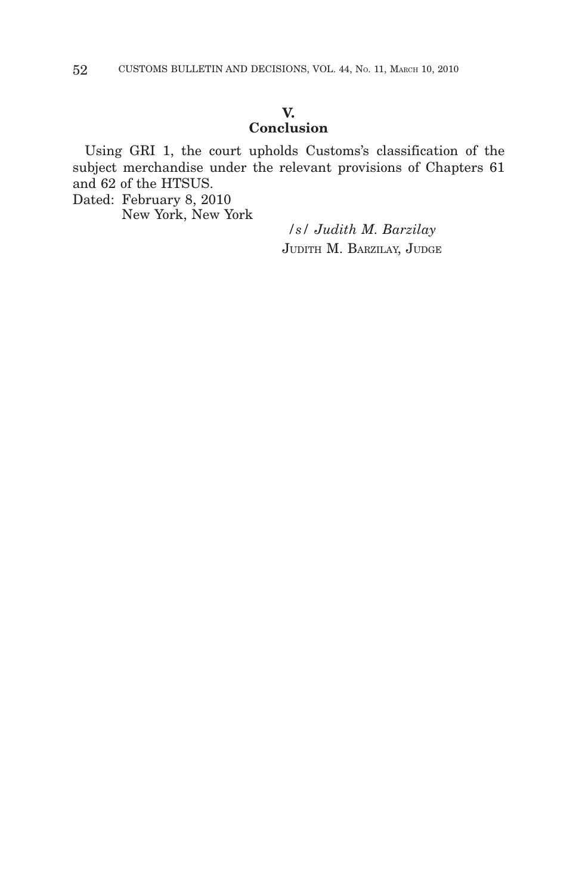## V.
## Conclusion

Using GRI 1, the court upholds Customs's classification of the subject merchandise under the relevant provisions of Chapters 61 and 62 of the HTSUS.

Dated: February 8, 2010
New York, New York

/s/ *Judith M. Barzilay*
JUDITH M. BARZILAY, JUDGE